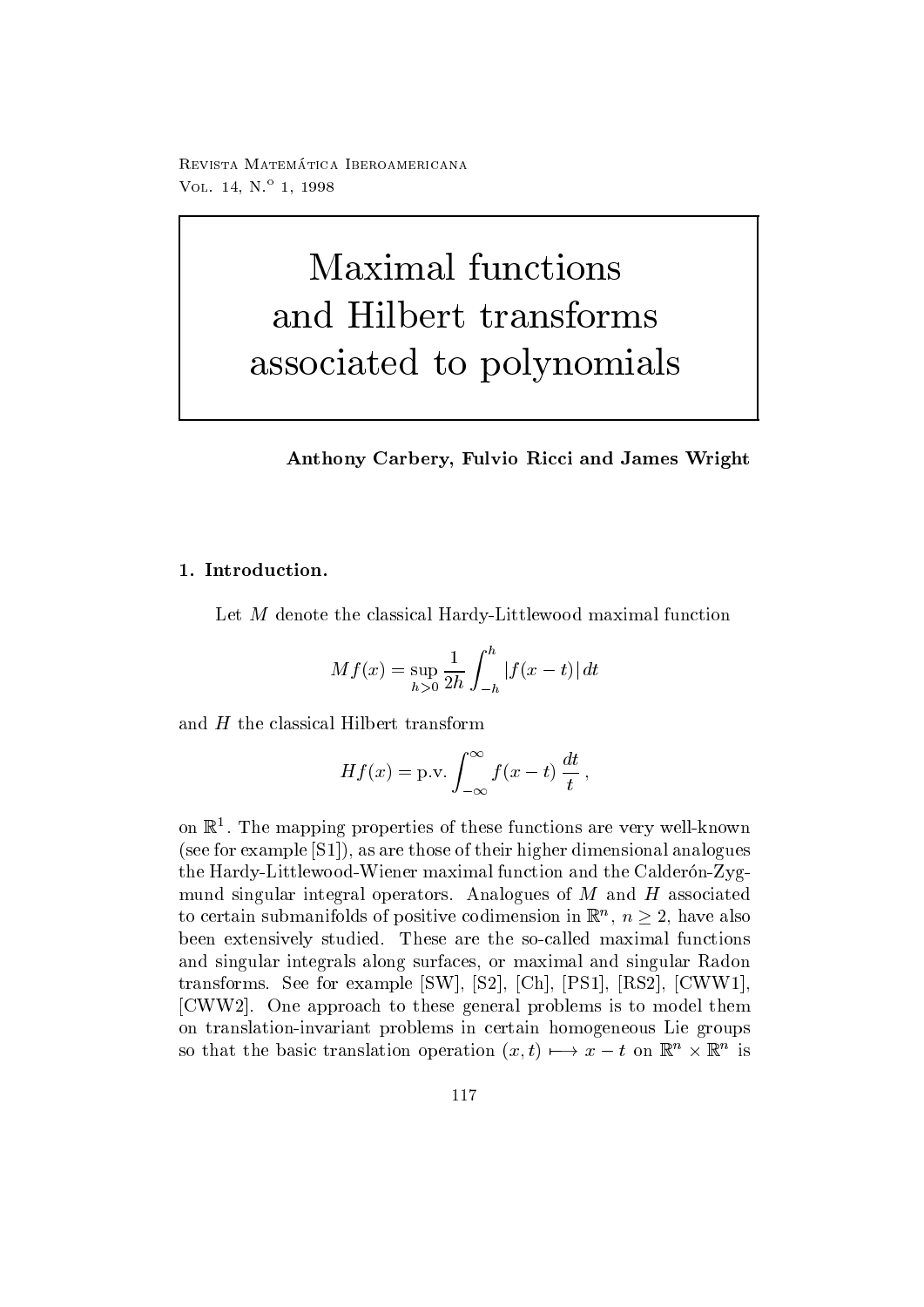# Maximal functions and Hilbert transforms associated to polynomials

**Anthony Carbery, Fulvio Ricci and James Wright**

## 1. Introduction.

Let $M$ denote the classical Hardy-Littlewood maximal function

$$Mf(x) = \sup_{h>0} \frac{1}{2h} \int_{-h}^{h} |f(x-t)|\, dt$$

and $H$ the classical Hilbert transform

$$Hf(x) = \text{p.v.} \int_{-\infty}^{\infty} f(x-t)\, \frac{dt}{t}\,,$$

on $\mathbb{R}^1$. The mapping properties of these functions are very well-known (see for example [S1]), as are those of their higher dimensional analogues the Hardy-Littlewood-Wiener maximal function and the Calderón-Zygmund singular integral operators. Analogues of $M$ and $H$ associated to certain submanifolds of positive codimension in $\mathbb{R}^n$, $n \geq 2$, have also been extensively studied. These are the so-called maximal functions and singular integrals along surfaces, or maximal and singular Radon transforms. See for example [SW], [S2], [Ch], [PS1], [RS2], [CWW1], [CWW2]. One approach to these general problems is to model them on translation-invariant problems in certain homogeneous Lie groups so that the basic translation operation $(x, t) \longmapsto x - t$ on $\mathbb{R}^n \times \mathbb{R}^n$ is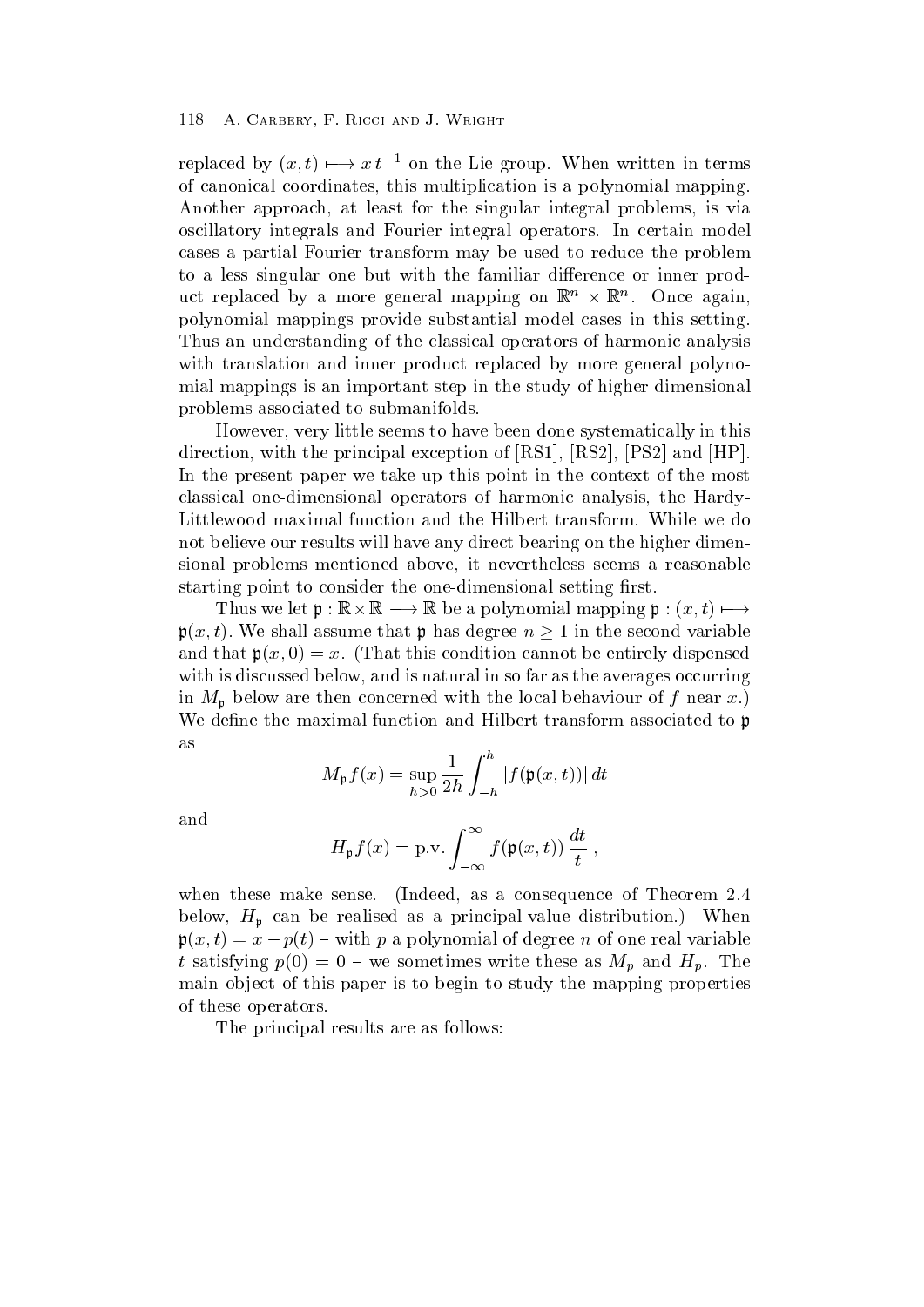replaced by $(x,t) \longmapsto x\,t^{-1}$ on the Lie group. When written in terms of canonical coordinates, this multiplication is a polynomial mapping. Another approach, at least for the singular integral problems, is via oscillatory integrals and Fourier integral operators. In certain model cases a partial Fourier transform may be used to reduce the problem to a less singular one but with the familiar difference or inner product replaced by a more general mapping on $\mathbb{R}^n \times \mathbb{R}^n$. Once again, polynomial mappings provide substantial model cases in this setting. Thus an understanding of the classical operators of harmonic analysis with translation and inner product replaced by more general polynomial mappings is an important step in the study of higher dimensional problems associated to submanifolds.

However, very little seems to have been done systematically in this direction, with the principal exception of [RS1], [RS2], [PS2] and [HP]. In the present paper we take up this point in the context of the most classical one-dimensional operators of harmonic analysis, the Hardy-Littlewood maximal function and the Hilbert transform. While we do not believe our results will have any direct bearing on the higher dimensional problems mentioned above, it nevertheless seems a reasonable starting point to consider the one-dimensional setting first.

Thus we let $\mathfrak{p} : \mathbb{R}\times\mathbb{R} \longrightarrow \mathbb{R}$ be a polynomial mapping $\mathfrak{p} : (x,t) \longmapsto \mathfrak{p}(x,t)$. We shall assume that $\mathfrak{p}$ has degree $n \geq 1$ in the second variable and that $\mathfrak{p}(x,0) = x$. (That this condition cannot be entirely dispensed with is discussed below, and is natural in so far as the averages occurring in $M_{\mathfrak{p}}$ below are then concerned with the local behaviour of $f$ near $x$.) We define the maximal function and Hilbert transform associated to $\mathfrak{p}$ as

$$M_{\mathfrak{p}} f(x) = \sup_{h>0} \frac{1}{2h} \int_{-h}^{h} |f(\mathfrak{p}(x,t))|\, dt$$

and

$$H_{\mathfrak{p}} f(x) = \text{p.v.} \int_{-\infty}^{\infty} f(\mathfrak{p}(x,t))\, \frac{dt}{t}\ ,$$

when these make sense. (Indeed, as a consequence of Theorem 2.4 below, $H_{\mathfrak{p}}$ can be realised as a principal-value distribution.) When $\mathfrak{p}(x,t) = x - p(t)$ – with $p$ a polynomial of degree $n$ of one real variable $t$ satisfying $p(0) = 0$ – we sometimes write these as $M_p$ and $H_p$. The main object of this paper is to begin to study the mapping properties of these operators.

The principal results are as follows: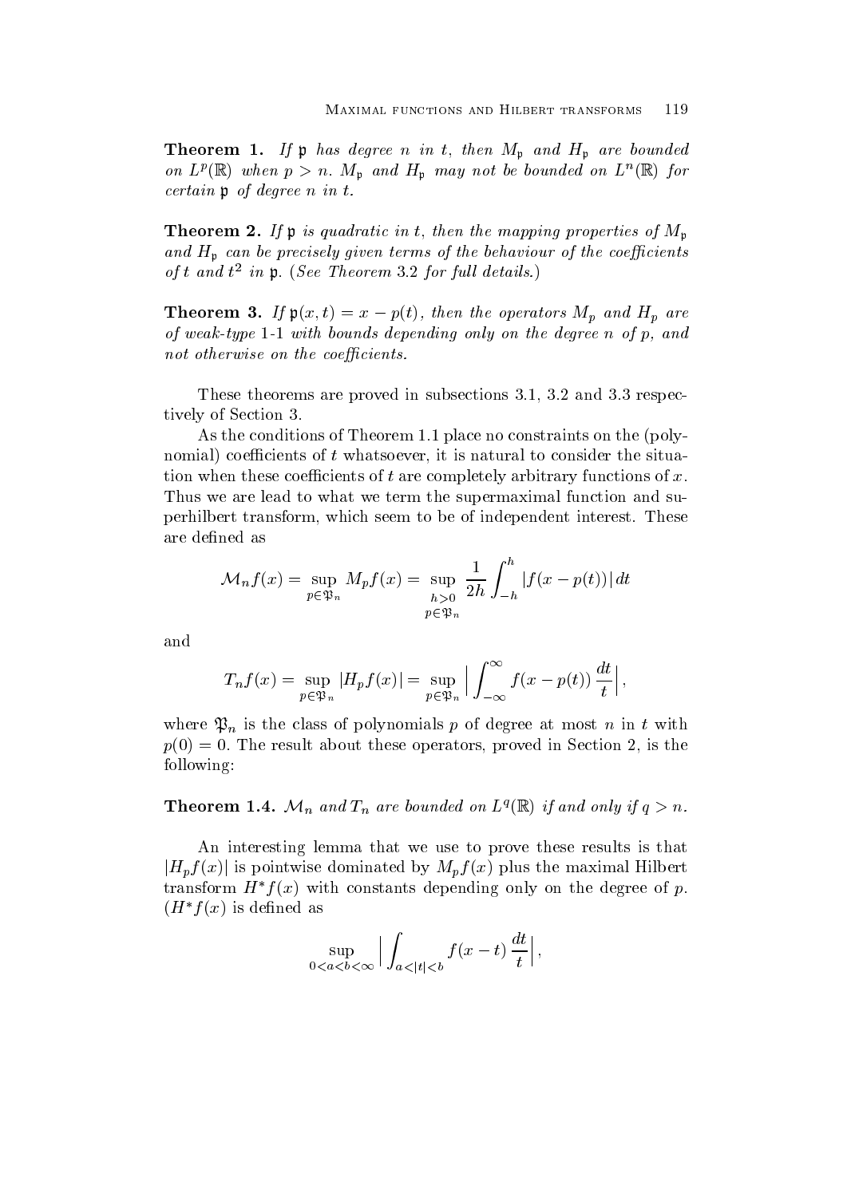**Theorem 1.** *If $\mathfrak{p}$ has degree $n$ in $t$, then $M_{\mathfrak{p}}$ and $H_{\mathfrak{p}}$ are bounded on $L^p(\mathbb{R})$ when $p > n$. $M_{\mathfrak{p}}$ and $H_{\mathfrak{p}}$ may not be bounded on $L^n(\mathbb{R})$ for certain $\mathfrak{p}$ of degree $n$ in $t$.*

**Theorem 2.** *If $\mathfrak{p}$ is quadratic in $t$, then the mapping properties of $M_{\mathfrak{p}}$ and $H_{\mathfrak{p}}$ can be precisely given terms of the behaviour of the coefficients of $t$ and $t^2$ in $\mathfrak{p}$. (See Theorem 3.2 for full details.)*

**Theorem 3.** *If $\mathfrak{p}(x,t) = x - p(t)$, then the operators $M_p$ and $H_p$ are of weak-type 1-1 with bounds depending only on the degree $n$ of $p$, and not otherwise on the coefficients.*

These theorems are proved in subsections 3.1, 3.2 and 3.3 respectively of Section 3.

As the conditions of Theorem 1.1 place no constraints on the (polynomial) coefficients of $t$ whatsoever, it is natural to consider the situation when these coefficients of $t$ are completely arbitrary functions of $x$. Thus we are lead to what we term the supermaximal function and superhilbert transform, which seem to be of independent interest. These are defined as

$$\mathcal{M}_n f(x) = \sup_{p \in \mathfrak{P}_n} M_p f(x) = \sup_{\substack{h>0 \\ p \in \mathfrak{P}_n}} \frac{1}{2h} \int_{-h}^{h} |f(x - p(t))| \, dt$$

and

$$T_n f(x) = \sup_{p \in \mathfrak{P}_n} |H_p f(x)| = \sup_{p \in \mathfrak{P}_n} \Big| \int_{-\infty}^{\infty} f(x - p(t)) \, \frac{dt}{t} \Big| ,$$

where $\mathfrak{P}_n$ is the class of polynomials $p$ of degree at most $n$ in $t$ with $p(0) = 0$. The result about these operators, proved in Section 2, is the following:

**Theorem 1.4.** *$\mathcal{M}_n$ and $T_n$ are bounded on $L^q(\mathbb{R})$ if and only if $q > n$.*

An interesting lemma that we use to prove these results is that $|H_p f(x)|$ is pointwise dominated by $M_p f(x)$ plus the maximal Hilbert transform $H^* f(x)$ with constants depending only on the degree of $p$. ($H^* f(x)$ is defined as

$$\sup_{0<a<b<\infty} \Big| \int_{a<|t|<b} f(x - t) \, \frac{dt}{t} \Big| ,$$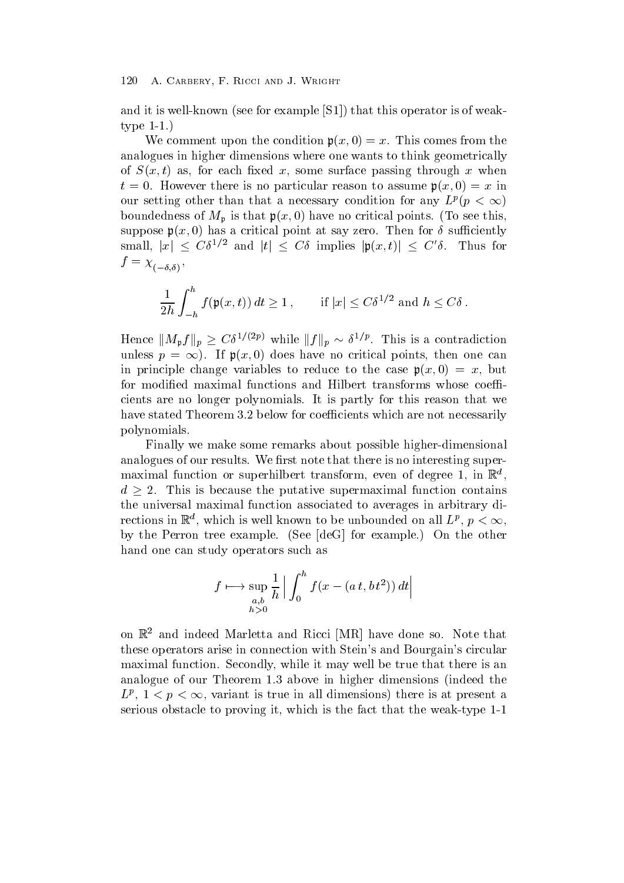and it is well-known (see for example [S1]) that this operator is of weak-type 1-1.)

We comment upon the condition $\mathfrak{p}(x,0) = x$. This comes from the analogues in higher dimensions where one wants to think geometrically of $S(x,t)$ as, for each fixed $x$, some surface passing through $x$ when $t = 0$. However there is no particular reason to assume $\mathfrak{p}(x,0) = x$ in our setting other than that a necessary condition for any $L^p (p < \infty)$ boundedness of $M_{\mathfrak{p}}$ is that $\mathfrak{p}(x,0)$ have no critical points. (To see this, suppose $\mathfrak{p}(x,0)$ has a critical point at say zero. Then for $\delta$ sufficiently small, $|x| \le C\delta^{1/2}$ and $|t| \le C\delta$ implies $|\mathfrak{p}(x,t)| \le C'\delta$. Thus for $f = \chi_{(-\delta,\delta)}$,

$$\frac{1}{2h}\int_{-h}^{h} f(\mathfrak{p}(x,t))\,dt \ge 1\,, \qquad \text{if } |x| \le C\delta^{1/2} \text{ and } h \le C\delta\,.$$

Hence $\|M_{\mathfrak{p}} f\|_p \ge C\delta^{1/(2p)}$ while $\|f\|_p \sim \delta^{1/p}$. This is a contradiction unless $p = \infty$). If $\mathfrak{p}(x,0)$ does have no critical points, then one can in principle change variables to reduce to the case $\mathfrak{p}(x,0) = x$, but for modified maximal functions and Hilbert transforms whose coefficients are no longer polynomials. It is partly for this reason that we have stated Theorem 3.2 below for coefficients which are not necessarily polynomials.

Finally we make some remarks about possible higher-dimensional analogues of our results. We first note that there is no interesting supermaximal function or superhilbert transform, even of degree 1, in $\mathbb{R}^d$, $d \ge 2$. This is because the putative supermaximal function contains the universal maximal function associated to averages in arbitrary directions in $\mathbb{R}^d$, which is well known to be unbounded on all $L^p$, $p < \infty$, by the Perron tree example. (See [deG] for example.) On the other hand one can study operators such as

$$f \longmapsto \sup_{\substack{a,b \\ h>0}} \frac{1}{h}\Big|\int_0^h f(x - (a\,t, bt^2))\,dt\Big|$$

on $\mathbb{R}^2$ and indeed Marletta and Ricci [MR] have done so. Note that these operators arise in connection with Stein's and Bourgain's circular maximal function. Secondly, while it may well be true that there is an analogue of our Theorem 1.3 above in higher dimensions (indeed the $L^p$, $1 < p < \infty$, variant is true in all dimensions) there is at present a serious obstacle to proving it, which is the fact that the weak-type 1-1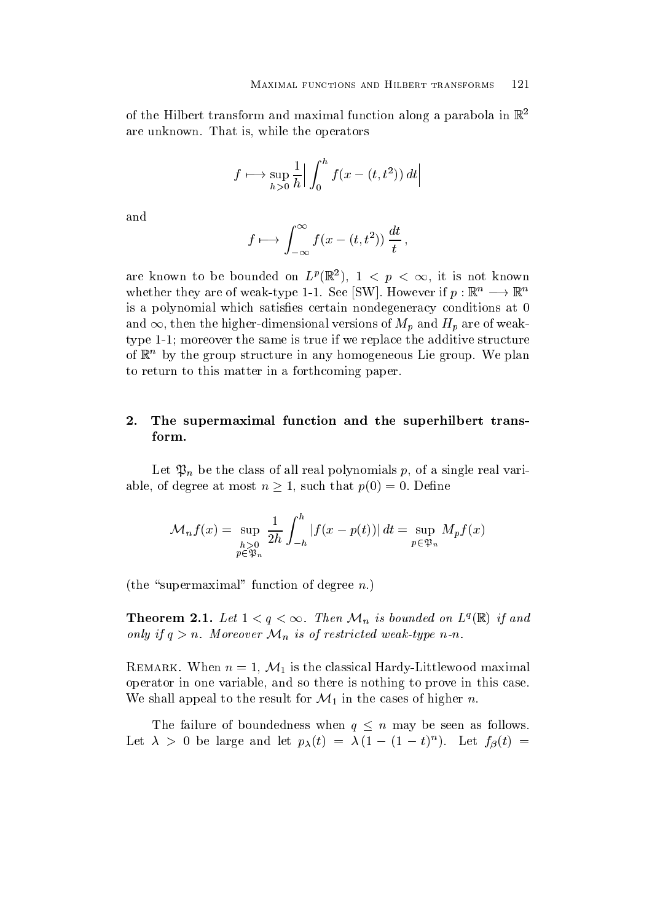of the Hilbert transform and maximal function along a parabola in $\mathbb{R}^2$ are unknown. That is, while the operators

$$f \longmapsto \sup_{h>0} \frac{1}{h} \Big| \int_0^h f(x-(t,t^2))\, dt \Big|$$

and

$$f \longmapsto \int_{-\infty}^{\infty} f(x-(t,t^2))\, \frac{dt}{t}\,,$$

are known to be bounded on $L^p(\mathbb{R}^2)$, $1 < p < \infty$, it is not known whether they are of weak-type 1-1. See [SW]. However if $p : \mathbb{R}^n \longrightarrow \mathbb{R}^n$ is a polynomial which satisfies certain nondegeneracy conditions at 0 and $\infty$, then the higher-dimensional versions of $M_p$ and $H_p$ are of weak-type 1-1; moreover the same is true if we replace the additive structure of $\mathbb{R}^n$ by the group structure in any homogeneous Lie group. We plan to return to this matter in a forthcoming paper.

## 2. The supermaximal function and the superhilbert transform.

Let $\mathfrak{P}_n$ be the class of all real polynomials $p$, of a single real variable, of degree at most $n \geq 1$, such that $p(0) = 0$. Define

$$\mathcal{M}_n f(x) = \sup_{\substack{h>0 \\ p \in \mathfrak{P}_n}} \frac{1}{2h} \int_{-h}^{h} |f(x-p(t))|\, dt = \sup_{p\in\mathfrak{P}_n} M_p f(x)$$

(the "supermaximal" function of degree $n$.)

**Theorem 2.1.** *Let $1 < q < \infty$. Then $\mathcal{M}_n$ is bounded on $L^q(\mathbb{R})$ if and only if $q > n$. Moreover $\mathcal{M}_n$ is of restricted weak-type $n$-$n$.*

Remark. When $n = 1$, $\mathcal{M}_1$ is the classical Hardy-Littlewood maximal operator in one variable, and so there is nothing to prove in this case. We shall appeal to the result for $\mathcal{M}_1$ in the cases of higher $n$.

The failure of boundedness when $q \leq n$ may be seen as follows. Let $\lambda > 0$ be large and let $p_\lambda(t) = \lambda\,(1-(1-t)^n)$. Let $f_\beta(t) =$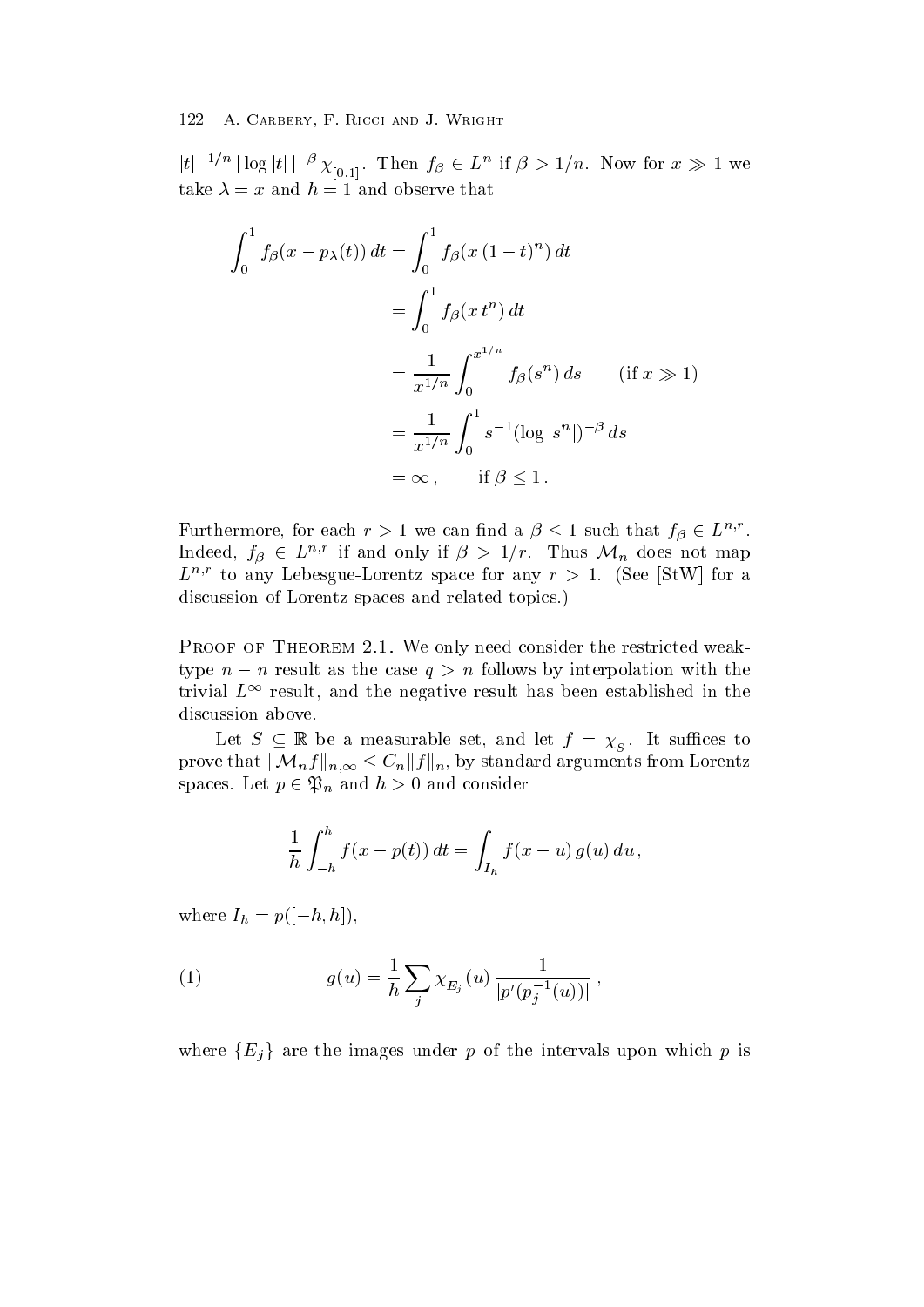$|t|^{-1/n}\,|\log|t|\,|^{-\beta}\chi_{[0,1]}$. Then $f_\beta \in L^n$ if $\beta > 1/n$. Now for $x \gg 1$ we take $\lambda = x$ and $h = 1$ and observe that

$$
\begin{aligned}
\int_0^1 f_\beta(x - p_\lambda(t))\,dt &= \int_0^1 f_\beta(x\,(1-t)^n)\,dt \\
&= \int_0^1 f_\beta(x\,t^n)\,dt \\
&= \frac{1}{x^{1/n}}\int_0^{x^{1/n}} f_\beta(s^n)\,ds \qquad (\text{if } x \gg 1) \\
&= \frac{1}{x^{1/n}}\int_0^1 s^{-1}(\log|s^n|)^{-\beta}\,ds \\
&= \infty\,, \qquad \text{if } \beta \le 1\,.
\end{aligned}
$$

Furthermore, for each $r > 1$ we can find a $\beta \le 1$ such that $f_\beta \in L^{n,r}$. Indeed, $f_\beta \in L^{n,r}$ if and only if $\beta > 1/r$. Thus $\mathcal{M}_n$ does not map $L^{n,r}$ to any Lebesgue-Lorentz space for any $r > 1$. (See [StW] for a discussion of Lorentz spaces and related topics.)

Proof of Theorem 2.1. We only need consider the restricted weak-type $n - n$ result as the case $q > n$ follows by interpolation with the trivial $L^\infty$ result, and the negative result has been established in the discussion above.

Let $S \subseteq \mathbb{R}$ be a measurable set, and let $f = \chi_S$. It suffices to prove that $\|\mathcal{M}_n f\|_{n,\infty} \le C_n \|f\|_n$, by standard arguments from Lorentz spaces. Let $p \in \mathfrak{P}_n$ and $h > 0$ and consider

$$
\frac{1}{h}\int_{-h}^{h} f(x - p(t))\,dt = \int_{I_h} f(x-u)\,g(u)\,du\,,
$$

where $I_h = p([-h,h])$,

$$
g(u) = \frac{1}{h}\sum_j \chi_{E_j}(u)\,\frac{1}{|p'(p_j^{-1}(u))|}\,, \tag{1}
$$

where $\{E_j\}$ are the images under $p$ of the intervals upon which $p$ is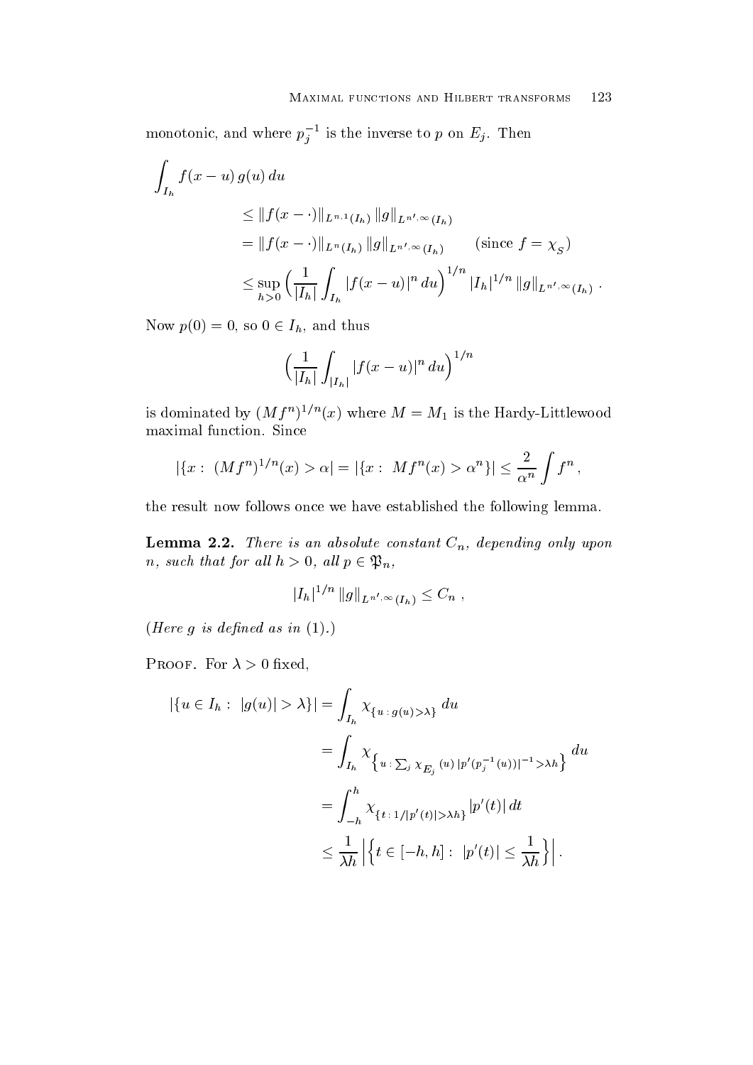monotonic, and where $p_j^{-1}$ is the inverse to $p$ on $E_j$. Then

$$
\begin{aligned}
\int_{I_h} f(x-u)\, g(u)\, du
&\le \|f(x-\cdot)\|_{L^{n,1}(I_h)}\, \|g\|_{L^{n',\infty}(I_h)} \\
&= \|f(x-\cdot)\|_{L^{n}(I_h)}\, \|g\|_{L^{n',\infty}(I_h)} \qquad (\text{since } f=\chi_S) \\
&\le \sup_{h>0} \Big( \frac{1}{|I_h|} \int_{I_h} |f(x-u)|^n\, du \Big)^{1/n} |I_h|^{1/n}\, \|g\|_{L^{n',\infty}(I_h)}\, .
\end{aligned}
$$

Now $p(0)=0$, so $0 \in I_h$, and thus

$$
\Big( \frac{1}{|I_h|} \int_{|I_h|} |f(x-u)|^n\, du \Big)^{1/n}
$$

is dominated by $(Mf^n)^{1/n}(x)$ where $M = M_1$ is the Hardy-Littlewood maximal function. Since

$$
|\{x:\ (Mf^n)^{1/n}(x) > \alpha| = |\{x:\ Mf^n(x) > \alpha^n\}| \le \frac{2}{\alpha^n} \int f^n\, ,
$$

the result now follows once we have established the following lemma.

**Lemma 2.2.** *There is an absolute constant $C_n$, depending only upon $n$, such that for all $h>0$, all $p \in \mathfrak{P}_n$,*

$$
|I_h|^{1/n}\, \|g\|_{L^{n',\infty}(I_h)} \le C_n\ ,
$$

*(Here $g$ is defined as in* (1)*.)*

Proof. For $\lambda > 0$ fixed,

$$
\begin{aligned}
|\{u \in I_h:\ |g(u)| > \lambda\}| &= \int_{I_h} \chi_{\{u\,:\, g(u)>\lambda\}}\, du \\
&= \int_{I_h} \chi_{\big\{u\,:\, \sum_j \chi_{E_j}(u)\, |p'(p_j^{-1}(u))|^{-1} > \lambda h\big\}}\, du \\
&= \int_{-h}^{h} \chi_{\{t\,:\, 1/|p'(t)|>\lambda h\}}\, |p'(t)|\, dt \\
&\le \frac{1}{\lambda h} \Big| \Big\{ t \in [-h,h]:\ |p'(t)| \le \frac{1}{\lambda h} \Big\} \Big| .
\end{aligned}
$$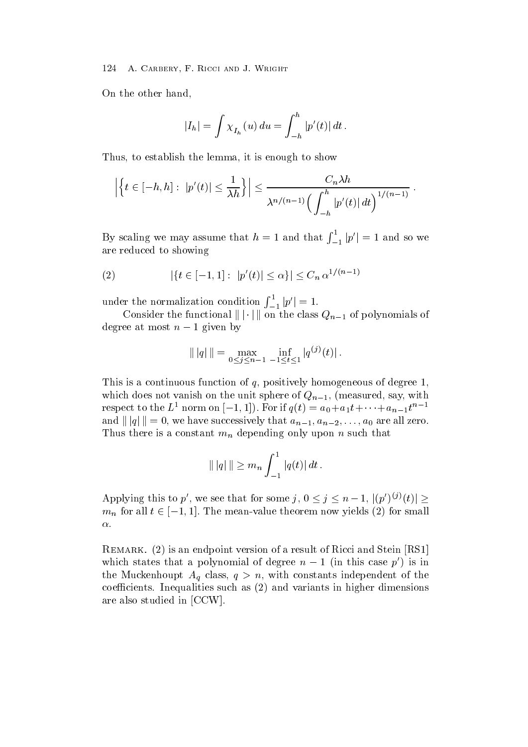On the other hand,

$$|I_h| = \int \chi_{I_h}(u)\,du = \int_{-h}^{h} |p'(t)|\,dt\,.$$

Thus, to establish the lemma, it is enough to show

$$\Big|\Big\{t \in [-h,h] :\ |p'(t)| \leq \frac{1}{\lambda h}\Big\}\Big| \leq \frac{C_n \lambda h}{\lambda^{n/(n-1)}\Big(\displaystyle\int_{-h}^{h} |p'(t)|\,dt\Big)^{1/(n-1)}}\,.$$

By scaling we may assume that $h = 1$ and that $\int_{-1}^{1} |p'| = 1$ and so we are reduced to showing

$$|\{t \in [-1,1] :\ |p'(t)| \leq \alpha\}| \leq C_n\, \alpha^{1/(n-1)} \tag{2}$$

under the normalization condition $\int_{-1}^{1} |p'| = 1$.

Consider the functional $\|\,|\cdot|\,\|$ on the class $Q_{n-1}$ of polynomials of degree at most $n-1$ given by

$$\|\,|q|\,\| = \max_{0 \leq j \leq n-1}\ \inf_{-1 \leq t \leq 1} |q^{(j)}(t)|\,.$$

This is a continuous function of $q$, positively homogeneous of degree 1, which does not vanish on the unit sphere of $Q_{n-1}$, (measured, say, with respect to the $L^1$ norm on $[-1,1]$). For if $q(t) = a_0 + a_1 t + \cdots + a_{n-1}t^{n-1}$ and $\|\,|q|\,\| = 0$, we have successively that $a_{n-1}, a_{n-2}, \ldots, a_0$ are all zero. Thus there is a constant $m_n$ depending only upon $n$ such that

$$\|\,|q|\,\| \geq m_n \int_{-1}^{1} |q(t)|\,dt\,.$$

Applying this to $p'$, we see that for some $j$, $0 \leq j \leq n-1$, $|(p')^{(j)}(t)| \geq m_n$ for all $t \in [-1,1]$. The mean-value theorem now yields (2) for small $\alpha$.

Remark. (2) is an endpoint version of a result of Ricci and Stein [RS1] which states that a polynomial of degree $n-1$ (in this case $p'$) is in the Muckenhoupt $A_q$ class, $q > n$, with constants independent of the coefficients. Inequalities such as (2) and variants in higher dimensions are also studied in [CCW].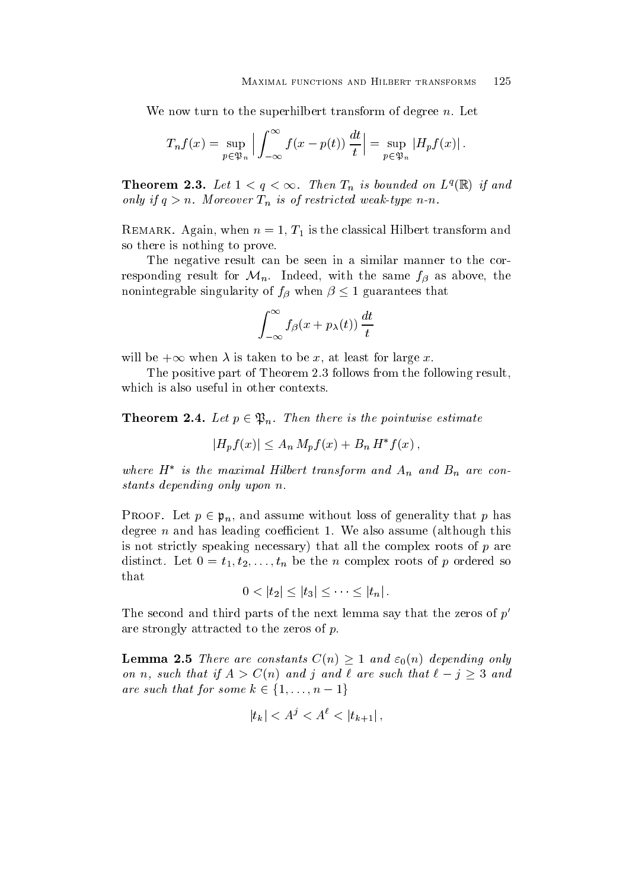We now turn to the superhilbert transform of degree $n$. Let

$$T_n f(x) = \sup_{p \in \mathfrak{P}_n} \Big| \int_{-\infty}^{\infty} f(x - p(t)) \, \frac{dt}{t} \Big| = \sup_{p \in \mathfrak{P}_n} |H_p f(x)| \, .$$

**Theorem 2.3.** *Let $1 < q < \infty$. Then $T_n$ is bounded on $L^q(\mathbb{R})$ if and only if $q > n$. Moreover $T_n$ is of restricted weak-type $n$-$n$.*

Remark. Again, when $n = 1$, $T_1$ is the classical Hilbert transform and so there is nothing to prove.

The negative result can be seen in a similar manner to the corresponding result for $\mathcal{M}_n$. Indeed, with the same $f_\beta$ as above, the nonintegrable singularity of $f_\beta$ when $\beta \leq 1$ guarantees that

$$\int_{-\infty}^{\infty} f_\beta(x + p_\lambda(t)) \, \frac{dt}{t}$$

will be $+\infty$ when $\lambda$ is taken to be $x$, at least for large $x$.

The positive part of Theorem 2.3 follows from the following result, which is also useful in other contexts.

**Theorem 2.4.** *Let $p \in \mathfrak{P}_n$. Then there is the pointwise estimate*

$$|H_p f(x)| \leq A_n \, M_p f(x) + B_n \, H^* f(x) \, ,$$

*where $H^*$ is the maximal Hilbert transform and $A_n$ and $B_n$ are constants depending only upon $n$.*

Proof. Let $p \in \mathfrak{p}_n$, and assume without loss of generality that $p$ has degree $n$ and has leading coefficient 1. We also assume (although this is not strictly speaking necessary) that all the complex roots of $p$ are distinct. Let $0 = t_1, t_2, \ldots, t_n$ be the $n$ complex roots of $p$ ordered so that

$$0 < |t_2| \leq |t_3| \leq \cdots \leq |t_n| \, .$$

The second and third parts of the next lemma say that the zeros of $p'$ are strongly attracted to the zeros of $p$.

**Lemma 2.5** *There are constants $C(n) \geq 1$ and $\varepsilon_0(n)$ depending only on $n$, such that if $A > C(n)$ and $j$ and $\ell$ are such that $\ell - j \geq 3$ and are such that for some $k \in \{1, \ldots, n-1\}$*

$$|t_k| < A^j < A^\ell < |t_{k+1}| \, ,$$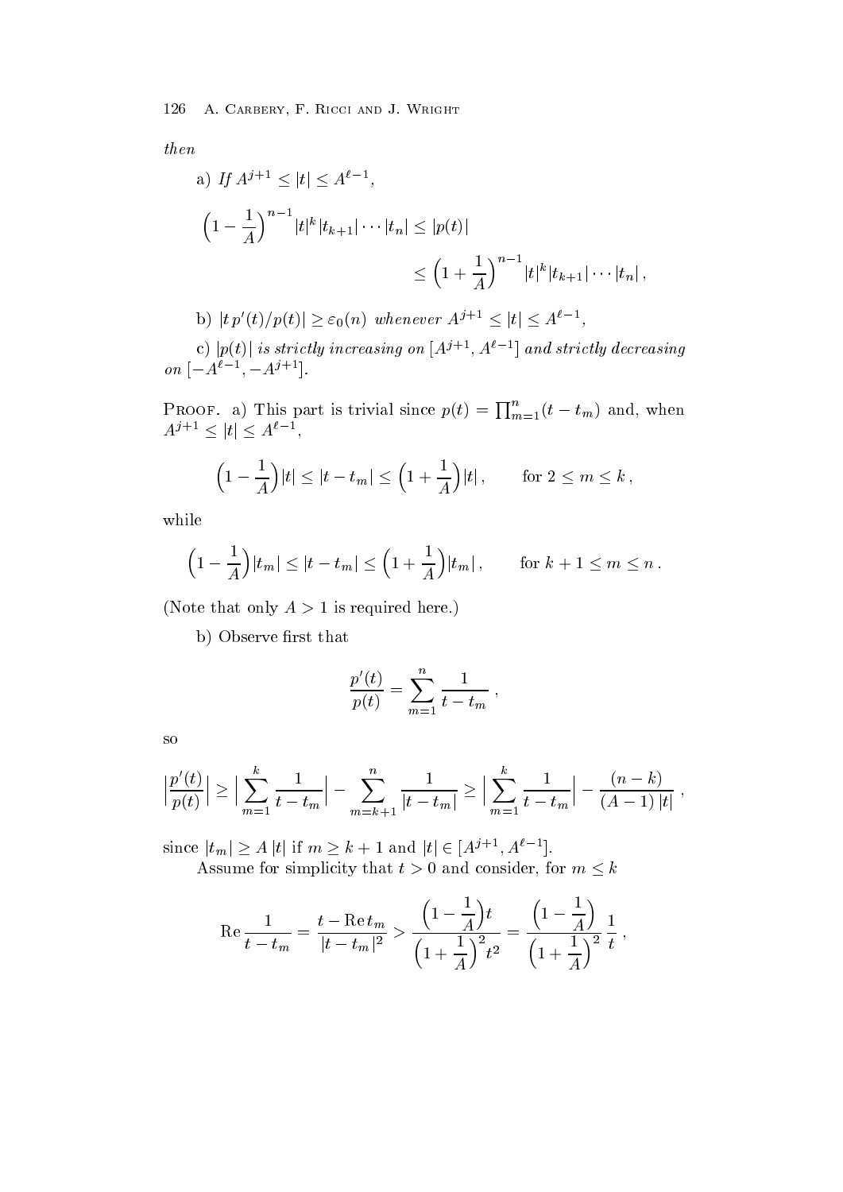*then*

a) *If* $A^{j+1} \le |t| \le A^{\ell-1}$,

$$\Big(1-\frac{1}{A}\Big)^{n-1}|t|^k|t_{k+1}|\cdots|t_n| \le |p(t)| \le \Big(1+\frac{1}{A}\Big)^{n-1}|t|^k|t_{k+1}|\cdots|t_n|\,,$$

b) $|t\,p'(t)/p(t)| \ge \varepsilon_0(n)$ *whenever* $A^{j+1} \le |t| \le A^{\ell-1}$,

c) $|p(t)|$ *is strictly increasing on* $[A^{j+1}, A^{\ell-1}]$ *and strictly decreasing on* $[-A^{\ell-1}, -A^{j+1}]$.

Proof. a) This part is trivial since $p(t) = \prod_{m=1}^n (t - t_m)$ and, when $A^{j+1} \le |t| \le A^{\ell-1}$,

$$\Big(1-\frac{1}{A}\Big)|t| \le |t-t_m| \le \Big(1+\frac{1}{A}\Big)|t|\,, \qquad \text{for } 2 \le m \le k\,,$$

while

$$\Big(1-\frac{1}{A}\Big)|t_m| \le |t-t_m| \le \Big(1+\frac{1}{A}\Big)|t_m|\,, \qquad \text{for } k+1 \le m \le n\,.$$

(Note that only $A > 1$ is required here.)

b) Observe first that

$$\frac{p'(t)}{p(t)} = \sum_{m=1}^n \frac{1}{t-t_m}\,,$$

so

$$\Big|\frac{p'(t)}{p(t)}\Big| \ge \Big|\sum_{m=1}^k \frac{1}{t-t_m}\Big| - \sum_{m=k+1}^n \frac{1}{|t-t_m|} \ge \Big|\sum_{m=1}^k \frac{1}{t-t_m}\Big| - \frac{(n-k)}{(A-1)\,|t|}\,,$$

since $|t_m| \ge A\,|t|$ if $m \ge k+1$ and $|t| \in [A^{j+1}, A^{\ell-1}]$.

Assume for simplicity that $t > 0$ and consider, for $m \le k$

$$\operatorname{Re}\frac{1}{t-t_m} = \frac{t - \operatorname{Re} t_m}{|t-t_m|^2} > \frac{\Big(1-\dfrac{1}{A}\Big)t}{\Big(1+\dfrac{1}{A}\Big)^2 t^2} = \frac{\Big(1-\dfrac{1}{A}\Big)}{\Big(1+\dfrac{1}{A}\Big)^2}\,\frac{1}{t}\,,$$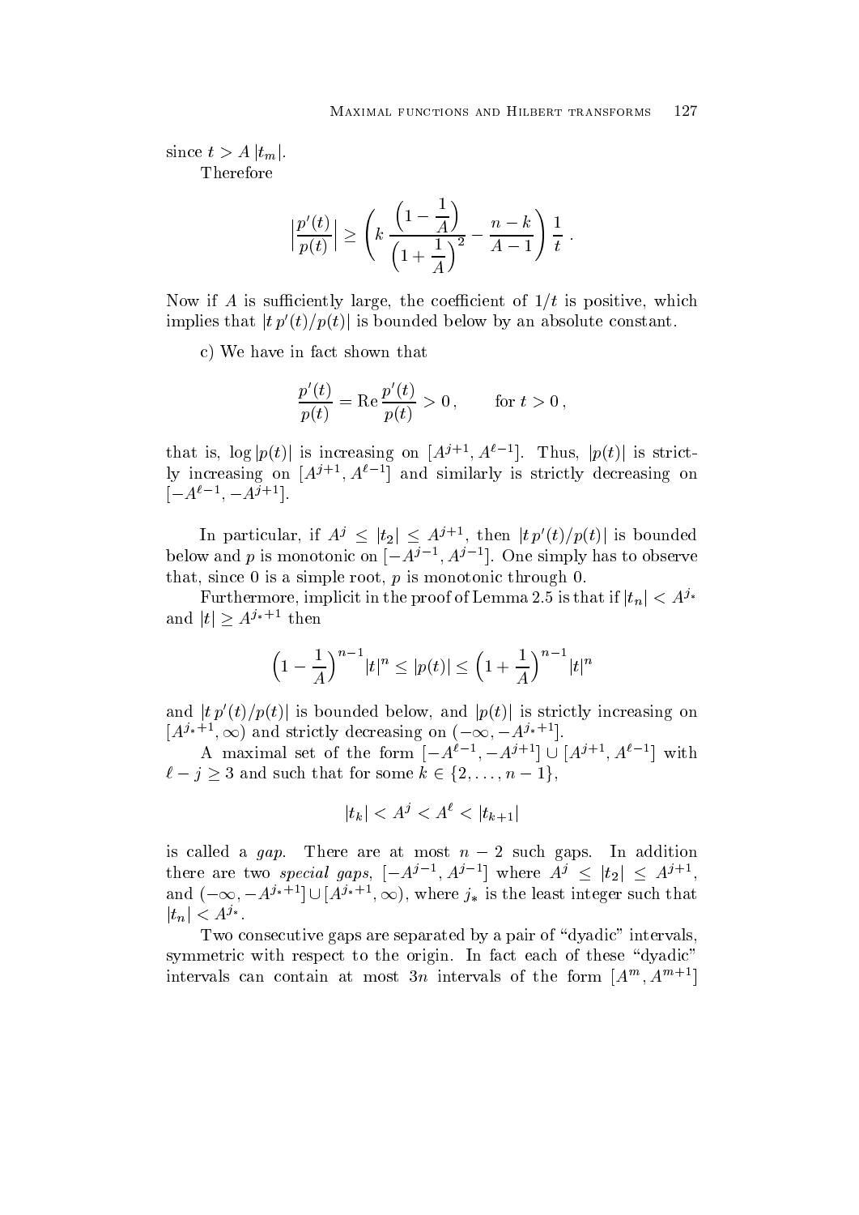since $t > A\,|t_m|$.

Therefore

$$\Big|\frac{p'(t)}{p(t)}\Big| \geq \left( k\,\frac{\Big(1-\dfrac{1}{A}\Big)}{\Big(1+\dfrac{1}{A}\Big)^2} - \frac{n-k}{A-1} \right) \frac{1}{t}\,.$$

Now if $A$ is sufficiently large, the coefficient of $1/t$ is positive, which implies that $|t\,p'(t)/p(t)|$ is bounded below by an absolute constant.

c) We have in fact shown that

$$\frac{p'(t)}{p(t)} = \mathrm{Re}\,\frac{p'(t)}{p(t)} > 0\,, \qquad \text{for } t > 0\,,$$

that is, $\log|p(t)|$ is increasing on $[A^{j+1}, A^{\ell-1}]$. Thus, $|p(t)|$ is strictly increasing on $[A^{j+1}, A^{\ell-1}]$ and similarly is strictly decreasing on $[-A^{\ell-1}, -A^{j+1}]$.

In particular, if $A^j \leq |t_2| \leq A^{j+1}$, then $|t\,p'(t)/p(t)|$ is bounded below and $p$ is monotonic on $[-A^{j-1}, A^{j-1}]$. One simply has to observe that, since $0$ is a simple root, $p$ is monotonic through $0$.

Furthermore, implicit in the proof of Lemma 2.5 is that if $|t_n| < A^{j_*}$ and $|t| \geq A^{j_*+1}$ then

$$\Big(1-\frac{1}{A}\Big)^{n-1}|t|^n \leq |p(t)| \leq \Big(1+\frac{1}{A}\Big)^{n-1}|t|^n$$

and $|t\,p'(t)/p(t)|$ is bounded below, and $|p(t)|$ is strictly increasing on $[A^{j_*+1}, \infty)$ and strictly decreasing on $(-\infty, -A^{j_*+1}]$.

A maximal set of the form $[-A^{\ell-1}, -A^{j+1}] \cup [A^{j+1}, A^{\ell-1}]$ with $\ell - j \geq 3$ and such that for some $k \in \{2, \ldots, n-1\}$,

$$|t_k| < A^j < A^\ell < |t_{k+1}|$$

is called a *gap*. There are at most $n-2$ such gaps. In addition there are two *special gaps*, $[-A^{j-1}, A^{j-1}]$ where $A^j \leq |t_2| \leq A^{j+1}$, and $(-\infty, -A^{j_*+1}] \cup [A^{j_*+1}, \infty)$, where $j_*$ is the least integer such that $|t_n| < A^{j_*}$.

Two consecutive gaps are separated by a pair of "dyadic" intervals, symmetric with respect to the origin. In fact each of these "dyadic" intervals can contain at most $3n$ intervals of the form $[A^m, A^{m+1}]$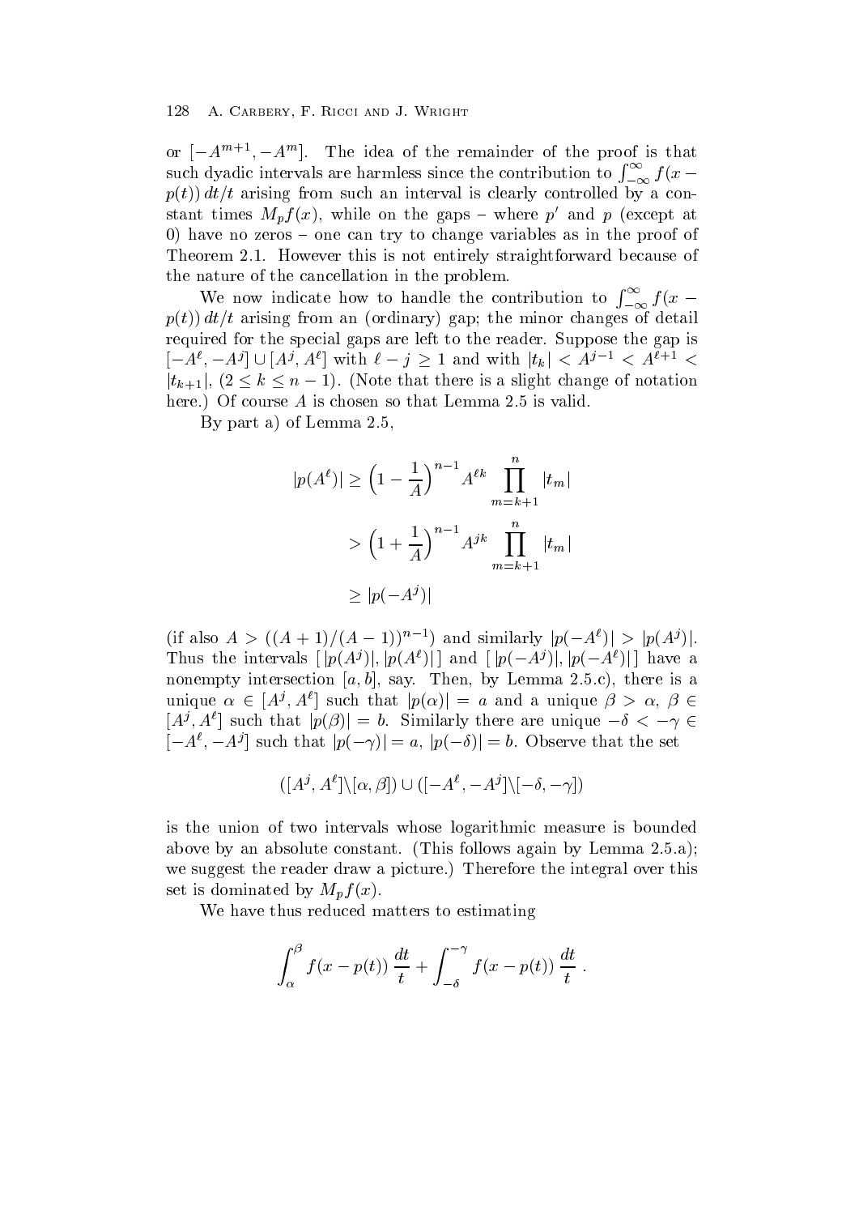or $[-A^{m+1}, -A^m]$. The idea of the remainder of the proof is that such dyadic intervals are harmless since the contribution to $\int_{-\infty}^{\infty} f(x - p(t))\, dt/t$ arising from such an interval is clearly controlled by a constant times $M_p f(x)$, while on the gaps – where $p'$ and $p$ (except at 0) have no zeros – one can try to change variables as in the proof of Theorem 2.1. However this is not entirely straightforward because of the nature of the cancellation in the problem.

We now indicate how to handle the contribution to $\int_{-\infty}^{\infty} f(x - p(t))\, dt/t$ arising from an (ordinary) gap; the minor changes of detail required for the special gaps are left to the reader. Suppose the gap is $[-A^\ell, -A^j] \cup [A^j, A^\ell]$ with $\ell - j \geq 1$ and with $|t_k| < A^{j-1} < A^{\ell+1} < |t_{k+1}|$, $(2 \leq k \leq n-1)$. (Note that there is a slight change of notation here.) Of course $A$ is chosen so that Lemma 2.5 is valid.

By part a) of Lemma 2.5,

$$
\begin{aligned}
|p(A^\ell)| &\geq \Big(1 - \frac{1}{A}\Big)^{n-1} A^{\ell k} \prod_{m=k+1}^{n} |t_m| \\
&> \Big(1 + \frac{1}{A}\Big)^{n-1} A^{jk} \prod_{m=k+1}^{n} |t_m| \\
&\geq |p(-A^j)|
\end{aligned}
$$

(if also $A > ((A+1)/(A-1))^{n-1}$) and similarly $|p(-A^\ell)| > |p(A^j)|$. Thus the intervals $[\,|p(A^j)|, |p(A^\ell)|\,]$ and $[\,|p(-A^j)|, |p(-A^\ell)|\,]$ have a nonempty intersection $[a, b]$, say. Then, by Lemma 2.5.c), there is a unique $\alpha \in [A^j, A^\ell]$ such that $|p(\alpha)| = a$ and a unique $\beta > \alpha$, $\beta \in [A^j, A^\ell]$ such that $|p(\beta)| = b$. Similarly there are unique $-\delta < -\gamma \in [-A^\ell, -A^j]$ such that $|p(-\gamma)| = a$, $|p(-\delta)| = b$. Observe that the set

$$
([A^j, A^\ell] \backslash [\alpha, \beta]) \cup ([-A^\ell, -A^j] \backslash [-\delta, -\gamma])
$$

is the union of two intervals whose logarithmic measure is bounded above by an absolute constant. (This follows again by Lemma 2.5.a); we suggest the reader draw a picture.) Therefore the integral over this set is dominated by $M_p f(x)$.

We have thus reduced matters to estimating

$$
\int_{\alpha}^{\beta} f(x - p(t))\, \frac{dt}{t} + \int_{-\delta}^{-\gamma} f(x - p(t))\, \frac{dt}{t}\ .
$$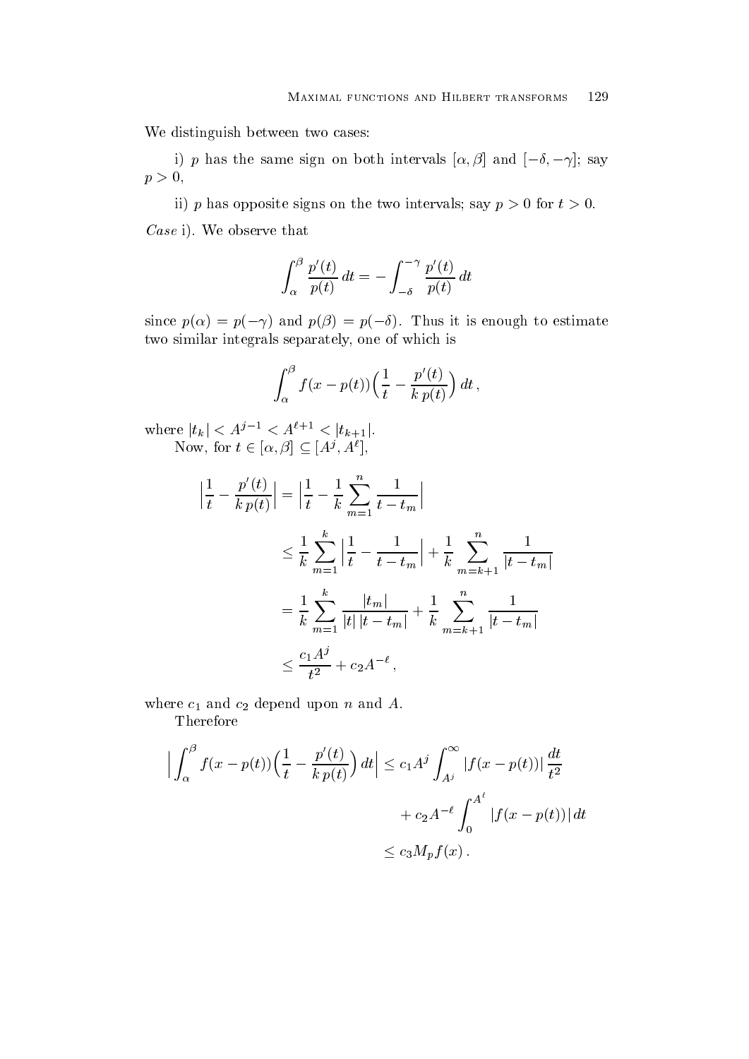We distinguish between two cases:

i) $p$ has the same sign on both intervals $[\alpha, \beta]$ and $[-\delta, -\gamma]$; say $p > 0$,

ii) $p$ has opposite signs on the two intervals; say $p > 0$ for $t > 0$.

*Case* i). We observe that

$$\int_{\alpha}^{\beta} \frac{p'(t)}{p(t)}\, dt = -\int_{-\delta}^{-\gamma} \frac{p'(t)}{p(t)}\, dt$$

since $p(\alpha) = p(-\gamma)$ and $p(\beta) = p(-\delta)$. Thus it is enough to estimate two similar integrals separately, one of which is

$$\int_{\alpha}^{\beta} f(x - p(t))\Big(\frac{1}{t} - \frac{p'(t)}{k\, p(t)}\Big)\, dt\,,$$

where $|t_k| < A^{j-1} < A^{\ell+1} < |t_{k+1}|$.

Now, for $t \in [\alpha, \beta] \subseteq [A^j, A^\ell]$,

$$\begin{aligned}
\Big|\frac{1}{t} - \frac{p'(t)}{k\, p(t)}\Big| &= \Big|\frac{1}{t} - \frac{1}{k}\sum_{m=1}^{n} \frac{1}{t - t_m}\Big| \\
&\le \frac{1}{k}\sum_{m=1}^{k}\Big|\frac{1}{t} - \frac{1}{t - t_m}\Big| + \frac{1}{k}\sum_{m=k+1}^{n} \frac{1}{|t - t_m|} \\
&= \frac{1}{k}\sum_{m=1}^{k} \frac{|t_m|}{|t|\,|t - t_m|} + \frac{1}{k}\sum_{m=k+1}^{n} \frac{1}{|t - t_m|} \\
&\le \frac{c_1 A^j}{t^2} + c_2 A^{-\ell}\,,
\end{aligned}$$

where $c_1$ and $c_2$ depend upon $n$ and $A$.

Therefore

$$\begin{aligned}
\Big|\int_{\alpha}^{\beta} f(x - p(t))\Big(\frac{1}{t} - \frac{p'(t)}{k\, p(t)}\Big)\, dt\Big| &\le c_1 A^j \int_{A^j}^{\infty} |f(x - p(t))|\, \frac{dt}{t^2} \\
&\quad + c_2 A^{-\ell}\int_0^{A^\ell} |f(x - p(t))|\, dt \\
&\le c_3 M_p f(x)\,.
\end{aligned}$$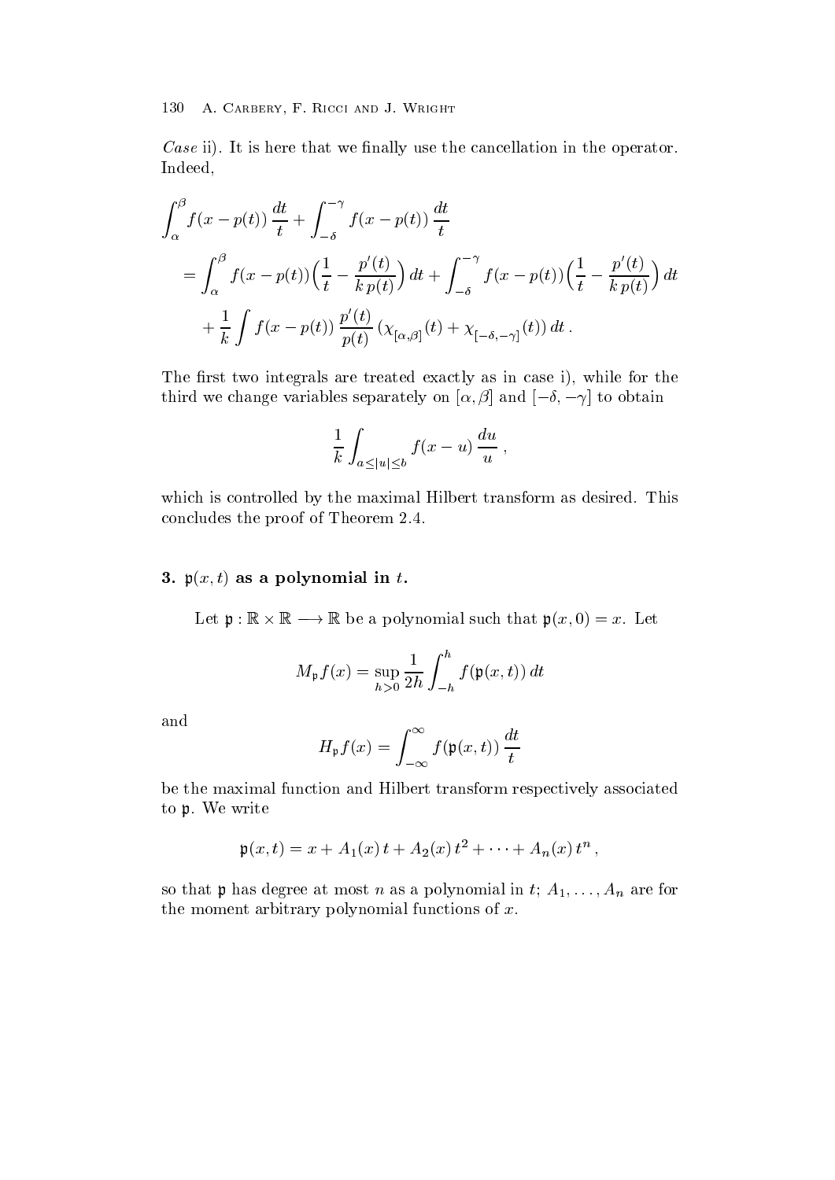*Case* ii). It is here that we finally use the cancellation in the operator. Indeed,

$$
\begin{aligned}
&\int_\alpha^\beta f(x-p(t))\,\frac{dt}{t} + \int_{-\delta}^{-\gamma} f(x-p(t))\,\frac{dt}{t} \\
&\quad = \int_\alpha^\beta f(x-p(t))\Big(\frac{1}{t} - \frac{p'(t)}{k\,p(t)}\Big)\,dt + \int_{-\delta}^{-\gamma} f(x-p(t))\Big(\frac{1}{t} - \frac{p'(t)}{k\,p(t)}\Big)\,dt \\
&\qquad + \frac{1}{k}\int f(x-p(t))\,\frac{p'(t)}{p(t)}\,(\chi_{[\alpha,\beta]}(t) + \chi_{[-\delta,-\gamma]}(t))\,dt\,.
\end{aligned}
$$

The first two integrals are treated exactly as in case i), while for the third we change variables separately on $[\alpha,\beta]$ and $[-\delta,-\gamma]$ to obtain

$$
\frac{1}{k}\int_{a\le|u|\le b} f(x-u)\,\frac{du}{u}\,,
$$

which is controlled by the maximal Hilbert transform as desired. This concludes the proof of Theorem 2.4.

## 3. $\mathfrak{p}(x,t)$ as a polynomial in $t$.

Let $\mathfrak{p} : \mathbb{R}\times\mathbb{R} \longrightarrow \mathbb{R}$ be a polynomial such that $\mathfrak{p}(x,0) = x$. Let

$$
M_{\mathfrak{p}} f(x) = \sup_{h>0} \frac{1}{2h}\int_{-h}^{h} f(\mathfrak{p}(x,t))\,dt
$$

and

$$
H_{\mathfrak{p}} f(x) = \int_{-\infty}^{\infty} f(\mathfrak{p}(x,t))\,\frac{dt}{t}
$$

be the maximal function and Hilbert transform respectively associated to $\mathfrak{p}$. We write

$$
\mathfrak{p}(x,t) = x + A_1(x)\,t + A_2(x)\,t^2 + \cdots + A_n(x)\,t^n\,,
$$

so that $\mathfrak{p}$ has degree at most $n$ as a polynomial in $t$; $A_1,\ldots,A_n$ are for the moment arbitrary polynomial functions of $x$.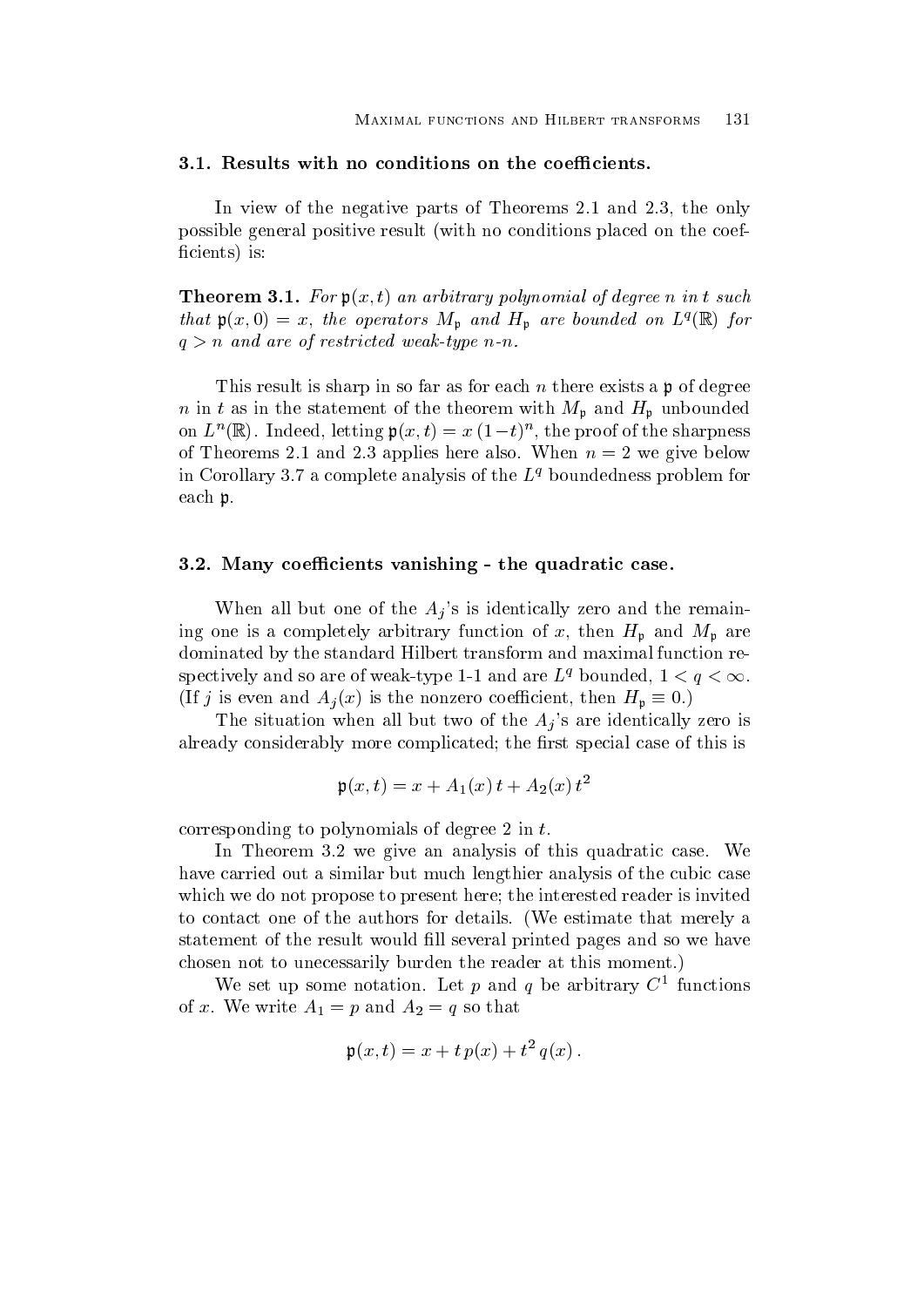### 3.1. Results with no conditions on the coefficients.

In view of the negative parts of Theorems 2.1 and 2.3, the only possible general positive result (with no conditions placed on the coefficients) is:

**Theorem 3.1.** *For $\mathfrak{p}(x,t)$ an arbitrary polynomial of degree $n$ in $t$ such that $\mathfrak{p}(x,0) = x$, the operators $M_{\mathfrak{p}}$ and $H_{\mathfrak{p}}$ are bounded on $L^q(\mathbb{R})$ for $q > n$ and are of restricted weak-type $n$-$n$.*

This result is sharp in so far as for each $n$ there exists a $\mathfrak{p}$ of degree $n$ in $t$ as in the statement of the theorem with $M_{\mathfrak{p}}$ and $H_{\mathfrak{p}}$ unbounded on $L^n(\mathbb{R})$. Indeed, letting $\mathfrak{p}(x,t) = x\,(1-t)^n$, the proof of the sharpness of Theorems 2.1 and 2.3 applies here also. When $n = 2$ we give below in Corollary 3.7 a complete analysis of the $L^q$ boundedness problem for each $\mathfrak{p}$.

### 3.2. Many coefficients vanishing - the quadratic case.

When all but one of the $A_j$'s is identically zero and the remaining one is a completely arbitrary function of $x$, then $H_{\mathfrak{p}}$ and $M_{\mathfrak{p}}$ are dominated by the standard Hilbert transform and maximal function respectively and so are of weak-type 1-1 and are $L^q$ bounded, $1 < q < \infty$. (If $j$ is even and $A_j(x)$ is the nonzero coefficient, then $H_{\mathfrak{p}} \equiv 0$.)

The situation when all but two of the $A_j$'s are identically zero is already considerably more complicated; the first special case of this is

$$\mathfrak{p}(x,t) = x + A_1(x)\,t + A_2(x)\,t^2$$

corresponding to polynomials of degree 2 in $t$.

In Theorem 3.2 we give an analysis of this quadratic case. We have carried out a similar but much lengthier analysis of the cubic case which we do not propose to present here; the interested reader is invited to contact one of the authors for details. (We estimate that merely a statement of the result would fill several printed pages and so we have chosen not to unecessarily burden the reader at this moment.)

We set up some notation. Let $p$ and $q$ be arbitrary $C^1$ functions of $x$. We write $A_1 = p$ and $A_2 = q$ so that

$$\mathfrak{p}(x,t) = x + t\,p(x) + t^2\,q(x)\,.$$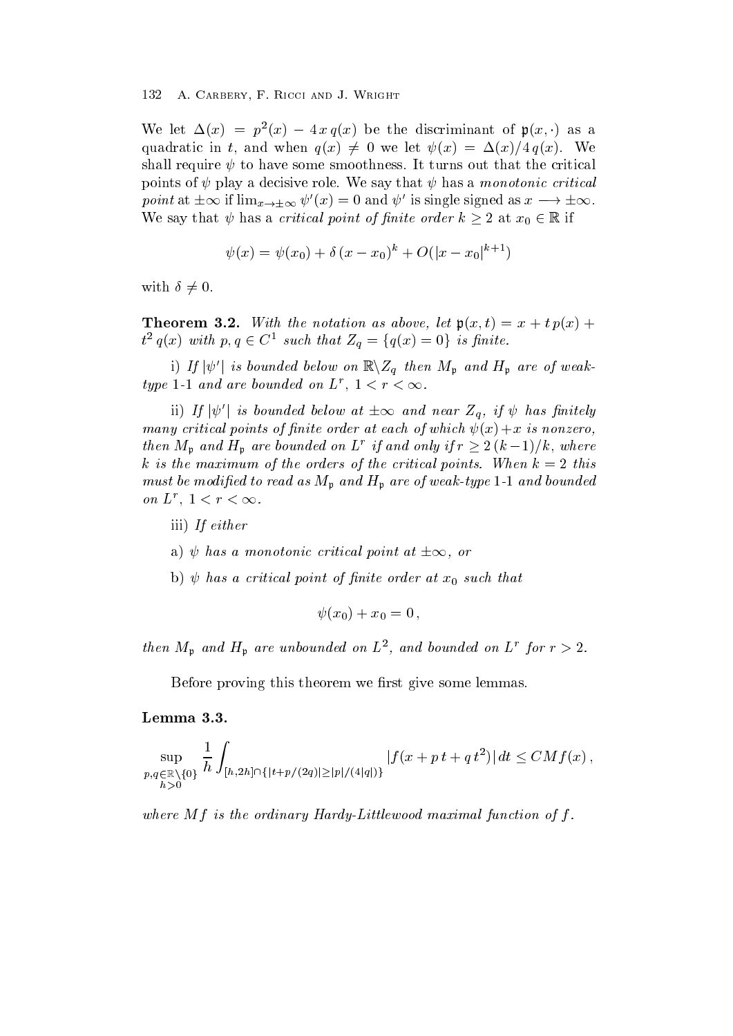We let $\Delta(x) = p^2(x) - 4\,x\,q(x)$ be the discriminant of $\mathfrak{p}(x, \cdot)$ as a quadratic in $t$, and when $q(x) \neq 0$ we let $\psi(x) = \Delta(x)/4\,q(x)$. We shall require $\psi$ to have some smoothness. It turns out that the critical points of $\psi$ play a decisive role. We say that $\psi$ has a *monotonic critical point* at $\pm\infty$ if $\lim_{x \to \pm\infty} \psi'(x) = 0$ and $\psi'$ is single signed as $x \longrightarrow \pm\infty$. We say that $\psi$ has a *critical point of finite order* $k \geq 2$ at $x_0 \in \mathbb{R}$ if

$$\psi(x) = \psi(x_0) + \delta\,(x - x_0)^k + O(|x - x_0|^{k+1})$$

with $\delta \neq 0$.

**Theorem 3.2.** *With the notation as above, let $\mathfrak{p}(x,t) = x + t\,p(x) + t^2\,q(x)$ with $p, q \in C^1$ such that $Z_q = \{q(x) = 0\}$ is finite.*

*i) If $|\psi'|$ is bounded below on $\mathbb{R} \backslash Z_q$ then $M_{\mathfrak{p}}$ and $H_{\mathfrak{p}}$ are of weak-type 1-1 and are bounded on $L^r$, $1 < r < \infty$.*

*ii) If $|\psi'|$ is bounded below at $\pm\infty$ and near $Z_q$, if $\psi$ has finitely many critical points of finite order at each of which $\psi(x) + x$ is nonzero, then $M_{\mathfrak{p}}$ and $H_{\mathfrak{p}}$ are bounded on $L^r$ if and only if $r \geq 2\,(k-1)/k$, where $k$ is the maximum of the orders of the critical points. When $k = 2$ this must be modified to read as $M_{\mathfrak{p}}$ and $H_{\mathfrak{p}}$ are of weak-type 1-1 and bounded on $L^r$, $1 < r < \infty$.*

*iii) If either*

*a) $\psi$ has a monotonic critical point at $\pm\infty$, or*

*b) $\psi$ has a critical point of finite order at $x_0$ such that*

$$\psi(x_0) + x_0 = 0\,,$$

*then $M_{\mathfrak{p}}$ and $H_{\mathfrak{p}}$ are unbounded on $L^2$, and bounded on $L^r$ for $r > 2$.*

Before proving this theorem we first give some lemmas.

**Lemma 3.3.**

$$\sup_{\substack{p,q \in \mathbb{R} \backslash \{0\} \\ h > 0}} \frac{1}{h} \int_{[h,2h] \cap \{|t + p/(2q)| \geq |p|/(4|q|)\}} |f(x + p\,t + q\,t^2)|\,dt \leq C M f(x)\,,$$

*where $Mf$ is the ordinary Hardy-Littlewood maximal function of $f$.*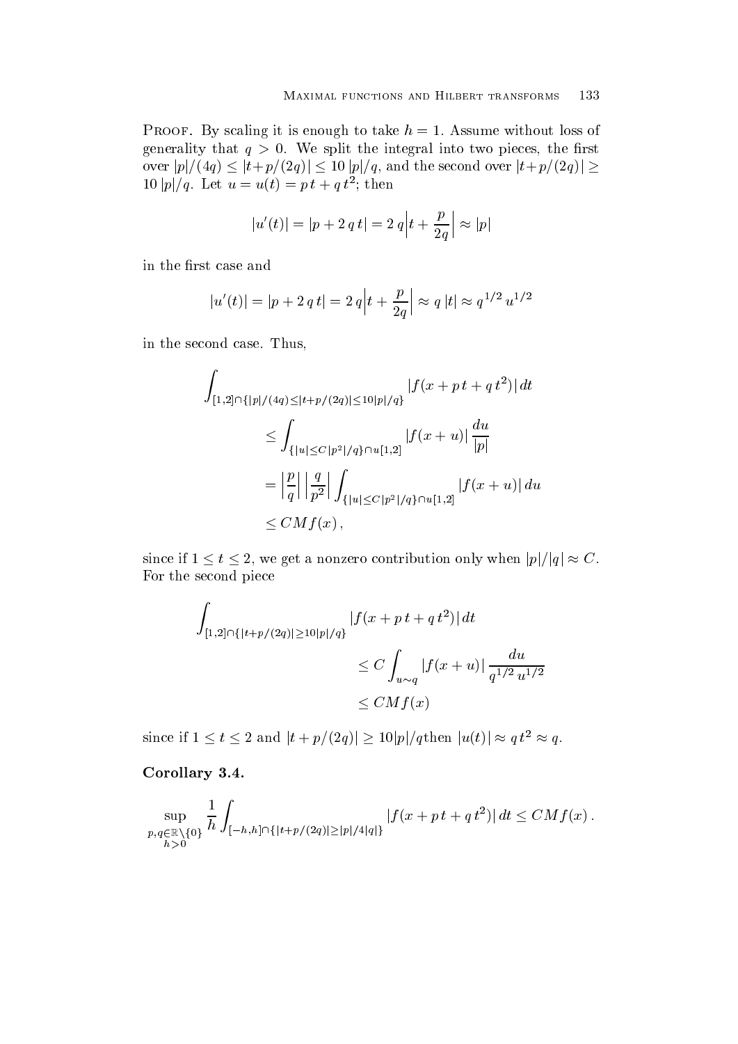Proof. By scaling it is enough to take $h = 1$. Assume without loss of generality that $q > 0$. We split the integral into two pieces, the first over $|p|/(4q) \le |t+p/(2q)| \le 10\,|p|/q$, and the second over $|t+p/(2q)| \ge 10\,|p|/q$. Let $u = u(t) = p\,t + q\,t^2$; then

$$|u'(t)| = |p + 2\,q\,t| = 2\,q\Big|t + \frac{p}{2q}\Big| \approx |p|$$

in the first case and

$$|u'(t)| = |p + 2\,q\,t| = 2\,q\Big|t + \frac{p}{2q}\Big| \approx q\,|t| \approx q^{1/2}\,u^{1/2}$$

in the second case. Thus,

$$\begin{aligned}
\int_{[1,2]\cap\{|p|/(4q)\le|t+p/(2q)|\le 10|p|/q\}} & |f(x+p\,t+q\,t^2)|\,dt \\
&\le \int_{\{|u|\le C|p^2|/q\}\cap u[1,2]} |f(x+u)|\,\frac{du}{|p|} \\
&= \Big|\frac{p}{q}\Big|\,\Big|\frac{q}{p^2}\Big| \int_{\{|u|\le C|p^2|/q\}\cap u[1,2]} |f(x+u)|\,du \\
&\le CMf(x)\,,
\end{aligned}$$

since if $1 \le t \le 2$, we get a nonzero contribution only when $|p|/|q| \approx C$. For the second piece

$$\begin{aligned}
\int_{[1,2]\cap\{|t+p/(2q)|\ge 10|p|/q\}} & |f(x+p\,t+q\,t^2)|\,dt \\
&\le C\int_{u\sim q} |f(x+u)|\,\frac{du}{q^{1/2}\,u^{1/2}} \\
&\le CMf(x)
\end{aligned}$$

since if $1 \le t \le 2$ and $|t + p/(2q)| \ge 10|p|/q$then $|u(t)| \approx q\,t^2 \approx q$.

**Corollary 3.4.**

$$\sup_{\substack{p,q\in\mathbb{R}\setminus\{0\}\\ h>0}} \frac{1}{h}\int_{[-h,h]\cap\{|t+p/(2q)|\ge|p|/4|q|\}} |f(x+p\,t+q\,t^2)|\,dt \le CMf(x)\,.$$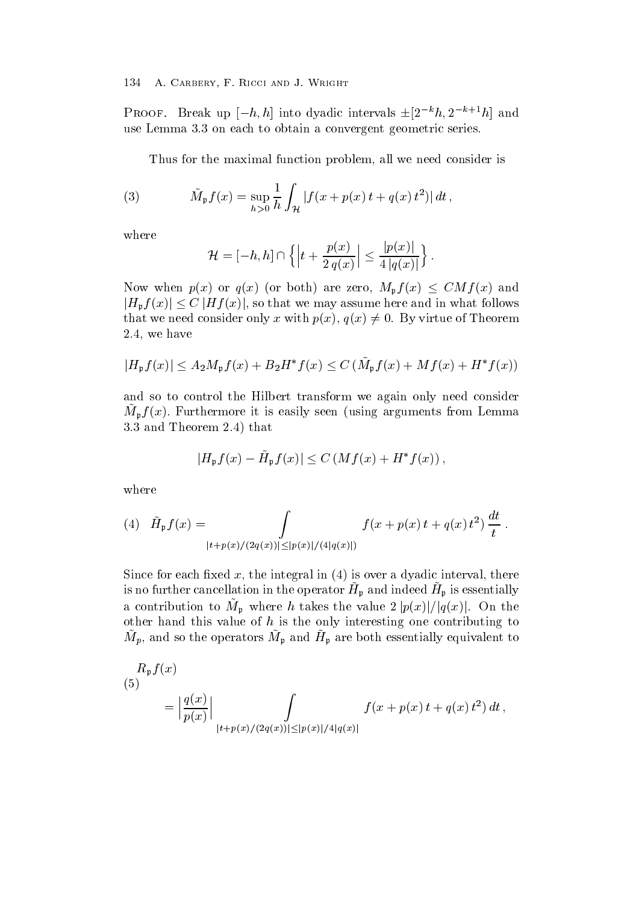**Proof.** Break up $[-h, h]$ into dyadic intervals $\pm[2^{-k}h, 2^{-k+1}h]$ and use Lemma 3.3 on each to obtain a convergent geometric series.

Thus for the maximal function problem, all we need consider is

$$\tilde{M}_{\mathfrak{p}} f(x) = \sup_{h>0} \frac{1}{h} \int_{\mathcal{H}} |f(x + p(x)\,t + q(x)\,t^2)|\,dt\,, \tag{3}$$

where

$$\mathcal{H} = [-h, h] \cap \Big\{ \Big| t + \frac{p(x)}{2\,q(x)} \Big| \leq \frac{|p(x)|}{4\,|q(x)|} \Big\}\,.$$

Now when $p(x)$ or $q(x)$ (or both) are zero, $M_{\mathfrak{p}} f(x) \leq C M f(x)$ and $|H_{\mathfrak{p}} f(x)| \leq C\,|H f(x)|$, so that we may assume here and in what follows that we need consider only $x$ with $p(x)$, $q(x) \neq 0$. By virtue of Theorem 2.4, we have

$$|H_{\mathfrak{p}} f(x)| \leq A_2 M_{\mathfrak{p}} f(x) + B_2 H^* f(x) \leq C\,(\tilde{M}_{\mathfrak{p}} f(x) + M f(x) + H^* f(x))$$

and so to control the Hilbert transform we again only need consider $\tilde{M}_{\mathfrak{p}} f(x)$. Furthermore it is easily seen (using arguments from Lemma 3.3 and Theorem 2.4) that

$$|H_{\mathfrak{p}} f(x) - \tilde{H}_{\mathfrak{p}} f(x)| \leq C\,(M f(x) + H^* f(x))\,,$$

where

$$\tilde{H}_{\mathfrak{p}} f(x) = \int_{|t + p(x)/(2q(x))| \leq |p(x)|/(4|q(x)|)} f(x + p(x)\,t + q(x)\,t^2)\,\frac{dt}{t}\,. \tag{4}$$

Since for each fixed $x$, the integral in (4) is over a dyadic interval, there is no further cancellation in the operator $\tilde{H}_{\mathfrak{p}}$ and indeed $\tilde{H}_{\mathfrak{p}}$ is essentially a contribution to $\tilde{M}_{\mathfrak{p}}$ where $h$ takes the value $2\,|p(x)|/|q(x)|$. On the other hand this value of $h$ is the only interesting one contributing to $\tilde{M}_p$, and so the operators $\tilde{M}_{\mathfrak{p}}$ and $\tilde{H}_{\mathfrak{p}}$ are both essentially equivalent to

$$\begin{aligned} R_{\mathfrak{p}} f(x) \\ = \Big|\frac{q(x)}{p(x)}\Big| \int_{|t + p(x)/(2q(x))| \leq |p(x)|/4|q(x)|} f(x + p(x)\,t + q(x)\,t^2)\,dt\,, \end{aligned} \tag{5}$$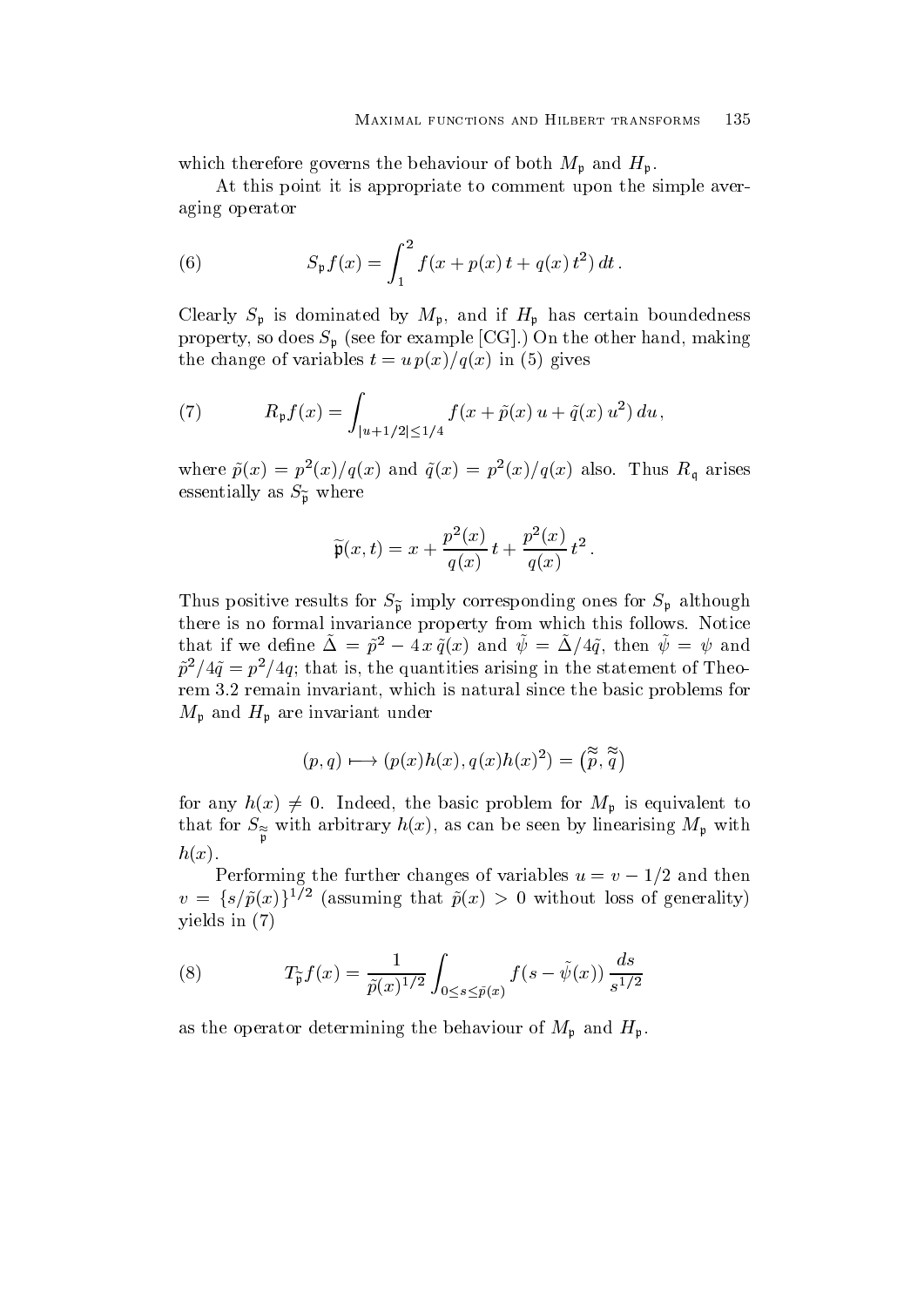which therefore governs the behaviour of both $M_{\mathfrak{p}}$ and $H_{\mathfrak{p}}$.

At this point it is appropriate to comment upon the simple averaging operator

$$S_{\mathfrak{p}} f(x) = \int_1^2 f(x + p(x)\, t + q(x)\, t^2)\, dt\,. \tag{6}$$

Clearly $S_{\mathfrak{p}}$ is dominated by $M_{\mathfrak{p}}$, and if $H_{\mathfrak{p}}$ has certain boundedness property, so does $S_{\mathfrak{p}}$ (see for example [CG].) On the other hand, making the change of variables $t = u\, p(x)/q(x)$ in (5) gives

$$R_{\mathfrak{p}} f(x) = \int_{|u+1/2| \le 1/4} f(x + \tilde{p}(x)\, u + \tilde{q}(x)\, u^2)\, du\,, \tag{7}$$

where $\tilde{p}(x) = p^2(x)/q(x)$ and $\tilde{q}(x) = p^2(x)/q(x)$ also. Thus $R_{\mathfrak{q}}$ arises essentially as $S_{\widetilde{\mathfrak{p}}}$ where

$$\widetilde{\mathfrak{p}}(x,t) = x + \frac{p^2(x)}{q(x)}\, t + \frac{p^2(x)}{q(x)}\, t^2\,.$$

Thus positive results for $S_{\widetilde{\mathfrak{p}}}$ imply corresponding ones for $S_{\mathfrak{p}}$ although there is no formal invariance property from which this follows. Notice that if we define $\tilde{\Delta} = \tilde{p}^2 - 4\, x\, \tilde{q}(x)$ and $\tilde{\psi} = \tilde{\Delta}/4\tilde{q}$, then $\tilde{\psi} = \psi$ and $\tilde{p}^2/4\tilde{q} = p^2/4q$; that is, the quantities arising in the statement of Theorem 3.2 remain invariant, which is natural since the basic problems for $M_{\mathfrak{p}}$ and $H_{\mathfrak{p}}$ are invariant under

$$(p,q) \longmapsto (p(x)h(x), q(x)h(x)^2) = \big(\widetilde{\widetilde{p}}, \widetilde{\widetilde{q}}\big)$$

for any $h(x) \neq 0$. Indeed, the basic problem for $M_{\mathfrak{p}}$ is equivalent to that for $S_{\widetilde{\widetilde{\mathfrak{p}}}}$ with arbitrary $h(x)$, as can be seen by linearising $M_{\mathfrak{p}}$ with $h(x)$.

Performing the further changes of variables $u = v - 1/2$ and then $v = \{s/\tilde{p}(x)\}^{1/2}$ (assuming that $\tilde{p}(x) > 0$ without loss of generality) yields in (7)

$$T_{\widetilde{\mathfrak{p}}} f(x) = \frac{1}{\tilde{p}(x)^{1/2}} \int_{0 \le s \le \tilde{p}(x)} f(s - \tilde{\psi}(x))\, \frac{ds}{s^{1/2}} \tag{8}$$

as the operator determining the behaviour of $M_{\mathfrak{p}}$ and $H_{\mathfrak{p}}$.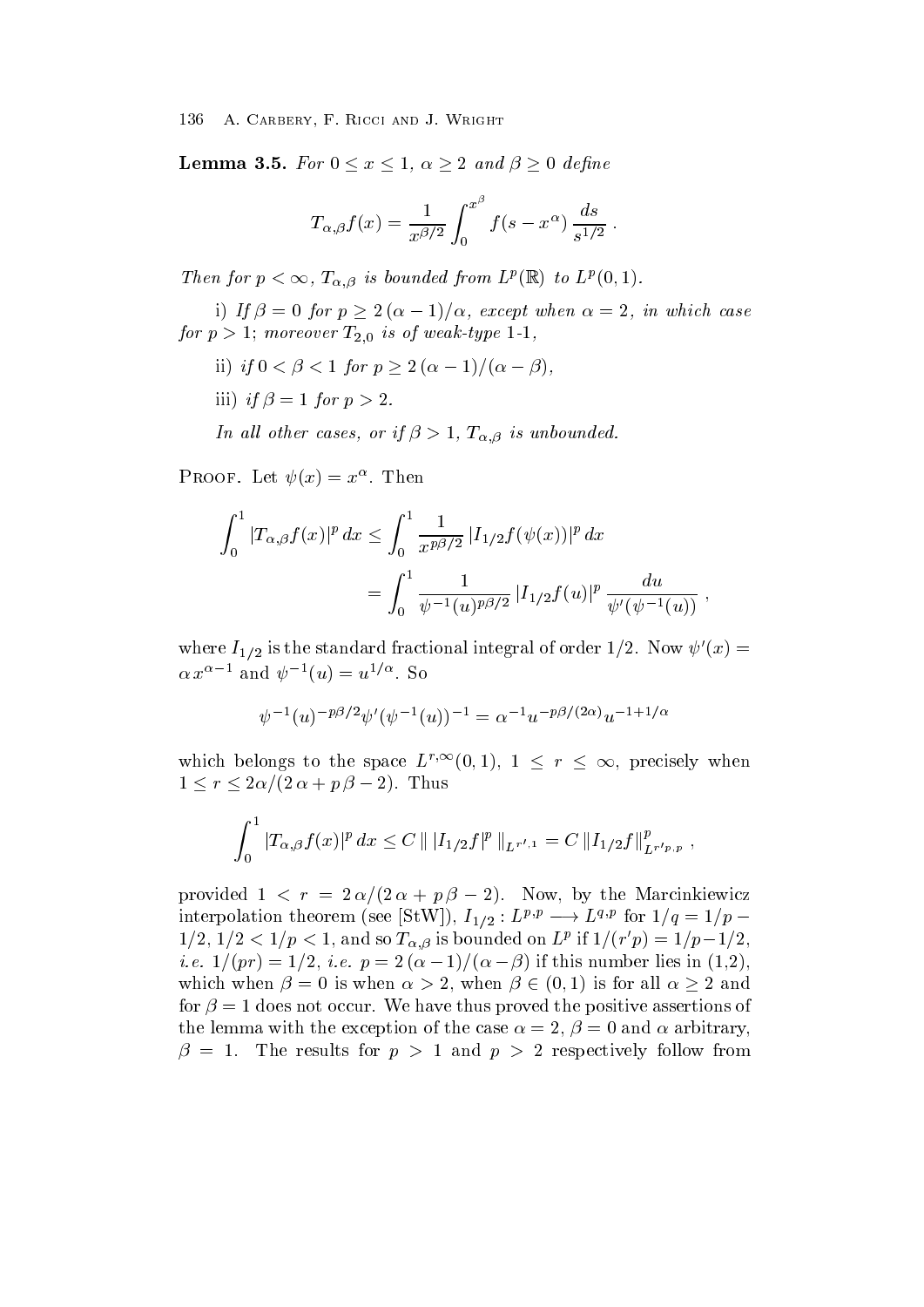**Lemma 3.5.** *For $0 \le x \le 1$, $\alpha \ge 2$ and $\beta \ge 0$ define*

$$T_{\alpha,\beta} f(x) = \frac{1}{x^{\beta/2}} \int_0^{x^\beta} f(s - x^\alpha) \, \frac{ds}{s^{1/2}} \; .$$

*Then for $p < \infty$, $T_{\alpha,\beta}$ is bounded from $L^p(\mathbb{R})$ to $L^p(0,1)$.*

i) *If $\beta = 0$ for $p \ge 2\,(\alpha - 1)/\alpha$, except when $\alpha = 2$, in which case for $p > 1$; moreover $T_{2,0}$ is of weak-type 1-1,*

ii) *if $0 < \beta < 1$ for $p \ge 2\,(\alpha - 1)/(\alpha - \beta)$,*

iii) *if $\beta = 1$ for $p > 2$.*

*In all other cases, or if $\beta > 1$, $T_{\alpha,\beta}$ is unbounded.*

Proof. Let $\psi(x) = x^\alpha$. Then

$$\begin{aligned}
\int_0^1 |T_{\alpha,\beta} f(x)|^p \, dx &\le \int_0^1 \frac{1}{x^{p\beta/2}} \, |I_{1/2} f(\psi(x))|^p \, dx \\
&= \int_0^1 \frac{1}{\psi^{-1}(u)^{p\beta/2}} \, |I_{1/2} f(u)|^p \, \frac{du}{\psi'(\psi^{-1}(u))} \; ,
\end{aligned}$$

where $I_{1/2}$ is the standard fractional integral of order $1/2$. Now $\psi'(x) = \alpha\, x^{\alpha - 1}$ and $\psi^{-1}(u) = u^{1/\alpha}$. So

$$\psi^{-1}(u)^{-p\beta/2} \psi'(\psi^{-1}(u))^{-1} = \alpha^{-1} u^{-p\beta/(2\alpha)} u^{-1 + 1/\alpha}$$

which belongs to the space $L^{r,\infty}(0,1)$, $1 \le r \le \infty$, precisely when $1 \le r \le 2\alpha/(2\,\alpha + p\,\beta - 2)$. Thus

$$\int_0^1 |T_{\alpha,\beta} f(x)|^p \, dx \le C \, \| \, |I_{1/2} f|^p \, \|_{L^{r',1}} = C \, \|I_{1/2} f\|^p_{L^{r'p,p}} \; ,$$

provided $1 < r = 2\,\alpha/(2\,\alpha + p\,\beta - 2)$. Now, by the Marcinkiewicz interpolation theorem (see [StW]), $I_{1/2} : L^{p,p} \longrightarrow L^{q,p}$ for $1/q = 1/p - 1/2$, $1/2 < 1/p < 1$, and so $T_{\alpha,\beta}$ is bounded on $L^p$ if $1/(r'p) = 1/p - 1/2$, *i.e.* $1/(pr) = 1/2$, *i.e.* $p = 2\,(\alpha - 1)/(\alpha - \beta)$ if this number lies in $(1,2)$, which when $\beta = 0$ is when $\alpha > 2$, when $\beta \in (0,1)$ is for all $\alpha \ge 2$ and for $\beta = 1$ does not occur. We have thus proved the positive assertions of the lemma with the exception of the case $\alpha = 2$, $\beta = 0$ and $\alpha$ arbitrary, $\beta = 1$. The results for $p > 1$ and $p > 2$ respectively follow from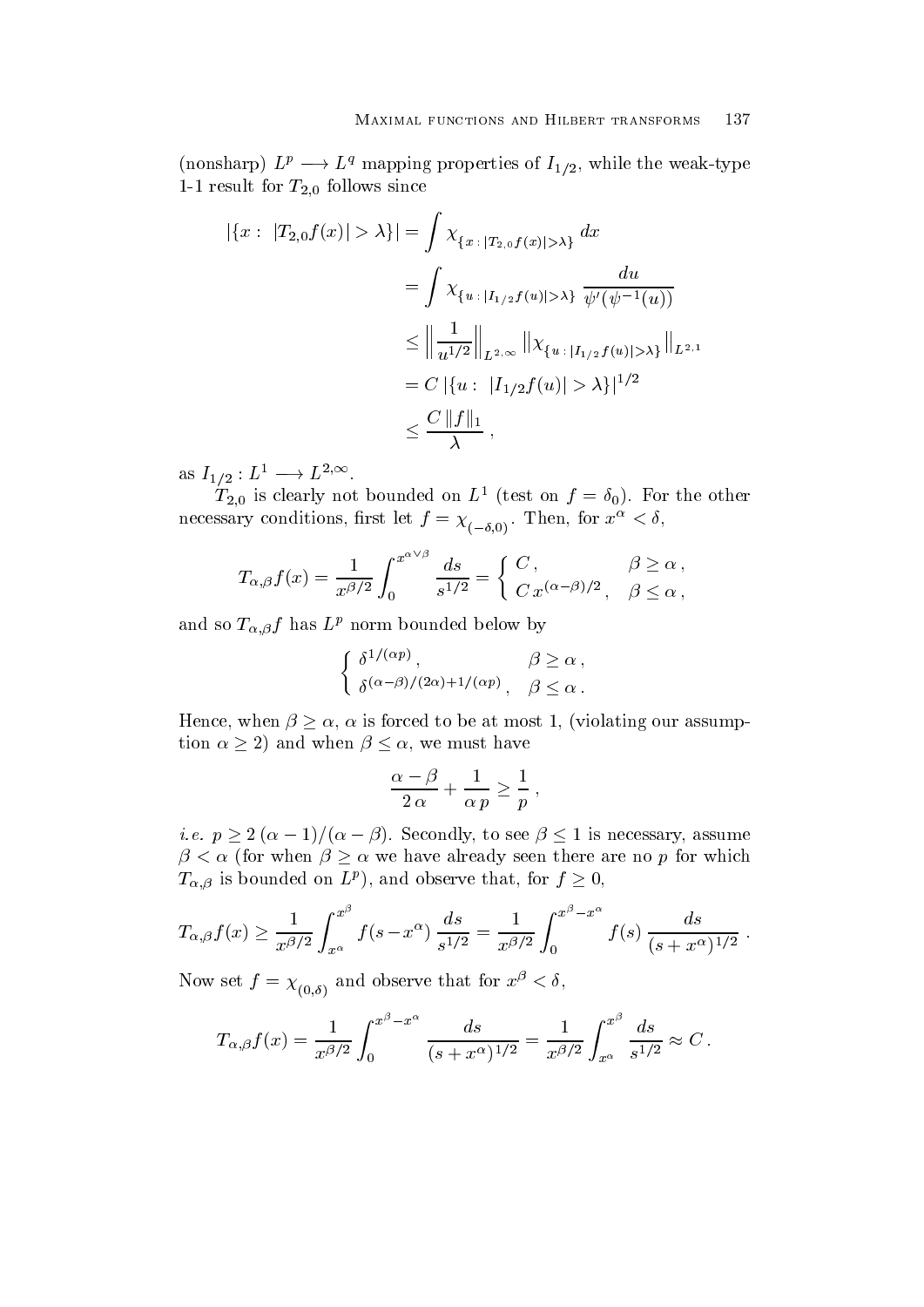(nonsharp) $L^p \longrightarrow L^q$ mapping properties of $I_{1/2}$, while the weak-type 1-1 result for $T_{2,0}$ follows since

$$
\begin{aligned}
|\{x:\ |T_{2,0}f(x)|>\lambda\}| &= \int \chi_{\{x\,:\,|T_{2,0}f(x)|>\lambda\}}\,dx \\
&= \int \chi_{\{u\,:\,|I_{1/2}f(u)|>\lambda\}}\,\frac{du}{\psi'(\psi^{-1}(u))} \\
&\le \left\|\frac{1}{u^{1/2}}\right\|_{L^{2,\infty}} \left\|\chi_{\{u\,:\,|I_{1/2}f(u)|>\lambda\}}\right\|_{L^{2,1}} \\
&= C\,|\{u:\ |I_{1/2}f(u)|>\lambda\}|^{1/2} \\
&\le \frac{C\,\|f\|_1}{\lambda}\,,
\end{aligned}
$$

as $I_{1/2}: L^1 \longrightarrow L^{2,\infty}$.

$T_{2,0}$ is clearly not bounded on $L^1$ (test on $f=\delta_0$). For the other necessary conditions, first let $f=\chi_{(-\delta,0)}$. Then, for $x^\alpha<\delta$,

$$
T_{\alpha,\beta}f(x) = \frac{1}{x^{\beta/2}}\int_0^{x^{\alpha\vee\beta}} \frac{ds}{s^{1/2}} = \begin{cases} C\,, & \beta\ge\alpha\,,\\ C\,x^{(\alpha-\beta)/2}\,, & \beta\le\alpha\,,\end{cases}
$$

and so $T_{\alpha,\beta}f$ has $L^p$ norm bounded below by

$$
\begin{cases} \delta^{1/(\alpha p)}\,, & \beta\ge\alpha\,,\\ \delta^{(\alpha-\beta)/(2\alpha)+1/(\alpha p)}\,, & \beta\le\alpha\,.\end{cases}
$$

Hence, when $\beta\ge\alpha$, $\alpha$ is forced to be at most 1, (violating our assumption $\alpha\ge 2$) and when $\beta\le\alpha$, we must have

$$
\frac{\alpha-\beta}{2\,\alpha}+\frac{1}{\alpha\,p}\ge\frac{1}{p}\,,
$$

*i.e.* $p\ge 2\,(\alpha-1)/(\alpha-\beta)$. Secondly, to see $\beta\le 1$ is necessary, assume $\beta<\alpha$ (for when $\beta\ge\alpha$ we have already seen there are no $p$ for which $T_{\alpha,\beta}$ is bounded on $L^p$), and observe that, for $f\ge 0$,

$$
T_{\alpha,\beta}f(x) \ge \frac{1}{x^{\beta/2}}\int_{x^\alpha}^{x^\beta} f(s-x^\alpha)\,\frac{ds}{s^{1/2}} = \frac{1}{x^{\beta/2}}\int_0^{x^\beta-x^\alpha} f(s)\,\frac{ds}{(s+x^\alpha)^{1/2}}\,.
$$

Now set $f=\chi_{(0,\delta)}$ and observe that for $x^\beta<\delta$,

$$
T_{\alpha,\beta}f(x) = \frac{1}{x^{\beta/2}}\int_0^{x^\beta-x^\alpha} \frac{ds}{(s+x^\alpha)^{1/2}} = \frac{1}{x^{\beta/2}}\int_{x^\alpha}^{x^\beta}\frac{ds}{s^{1/2}} \approx C\,.
$$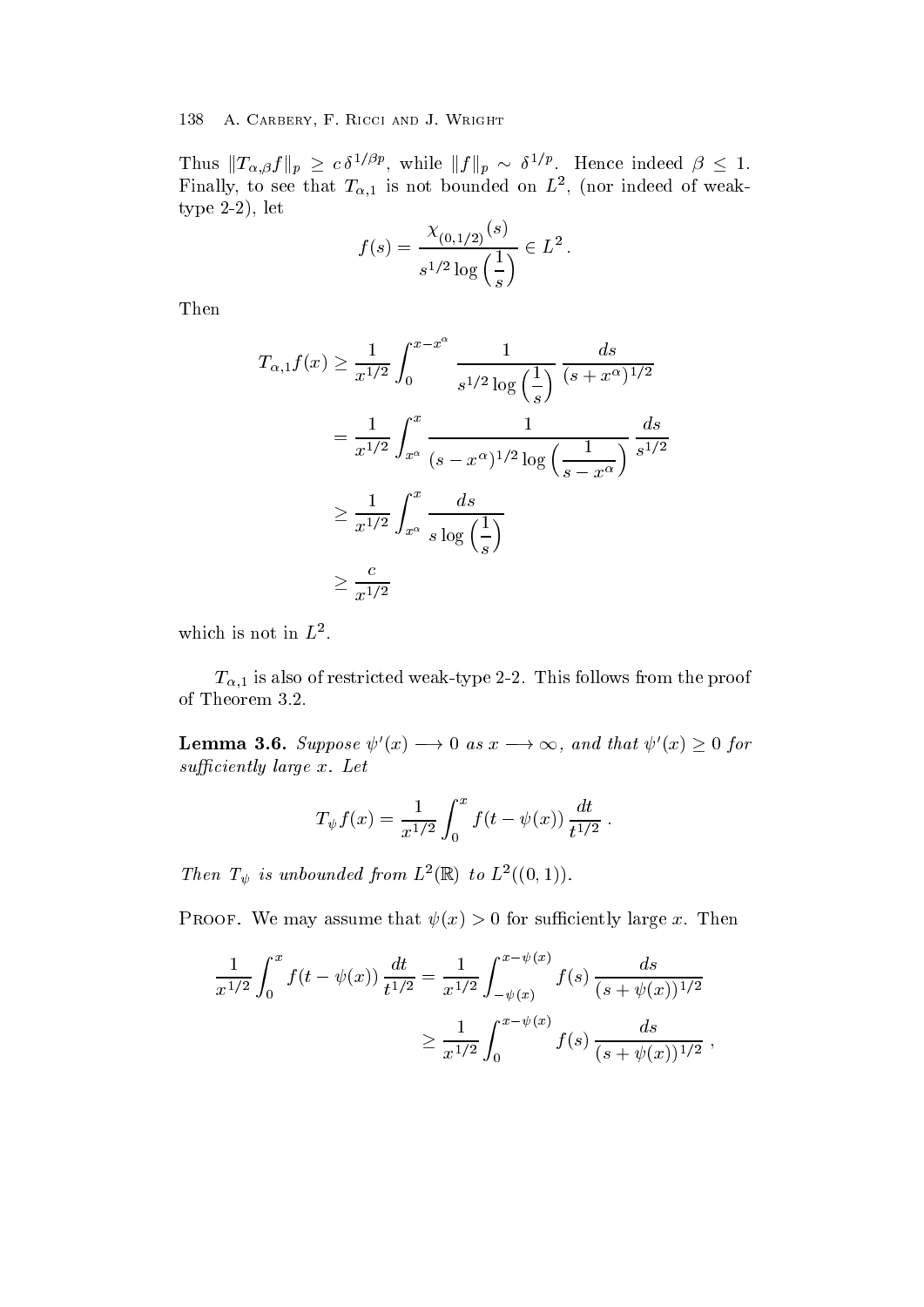Thus $\|T_{\alpha,\beta} f\|_p \geq c\,\delta^{1/\beta p}$, while $\|f\|_p \sim \delta^{1/p}$. Hence indeed $\beta \leq 1$. Finally, to see that $T_{\alpha,1}$ is not bounded on $L^2$, (nor indeed of weak-type 2-2), let

$$f(s) = \frac{\chi_{(0,1/2)}(s)}{s^{1/2} \log\left(\dfrac{1}{s}\right)} \in L^2 .$$

Then

$$\begin{aligned}
T_{\alpha,1} f(x) &\geq \frac{1}{x^{1/2}} \int_0^{x - x^\alpha} \frac{1}{s^{1/2} \log\left(\dfrac{1}{s}\right)} \frac{ds}{(s + x^\alpha)^{1/2}} \\
&= \frac{1}{x^{1/2}} \int_{x^\alpha}^{x} \frac{1}{(s - x^\alpha)^{1/2} \log\left(\dfrac{1}{s - x^\alpha}\right)} \frac{ds}{s^{1/2}} \\
&\geq \frac{1}{x^{1/2}} \int_{x^\alpha}^{x} \frac{ds}{s \log\left(\dfrac{1}{s}\right)} \\
&\geq \frac{c}{x^{1/2}}
\end{aligned}$$

which is not in $L^2$.

$T_{\alpha,1}$ is also of restricted weak-type 2-2. This follows from the proof of Theorem 3.2.

**Lemma 3.6.** *Suppose $\psi'(x) \longrightarrow 0$ as $x \longrightarrow \infty$, and that $\psi'(x) \geq 0$ for sufficiently large $x$. Let*

$$T_\psi f(x) = \frac{1}{x^{1/2}} \int_0^x f(t - \psi(x)) \frac{dt}{t^{1/2}} .$$

*Then $T_\psi$ is unbounded from $L^2(\mathbb{R})$ to $L^2((0,1))$.*

Proof. We may assume that $\psi(x) > 0$ for sufficiently large $x$. Then

$$\begin{aligned}
\frac{1}{x^{1/2}} \int_0^x f(t - \psi(x)) \frac{dt}{t^{1/2}} &= \frac{1}{x^{1/2}} \int_{-\psi(x)}^{x - \psi(x)} f(s) \frac{ds}{(s + \psi(x))^{1/2}} \\
&\geq \frac{1}{x^{1/2}} \int_0^{x - \psi(x)} f(s) \frac{ds}{(s + \psi(x))^{1/2}} ,
\end{aligned}$$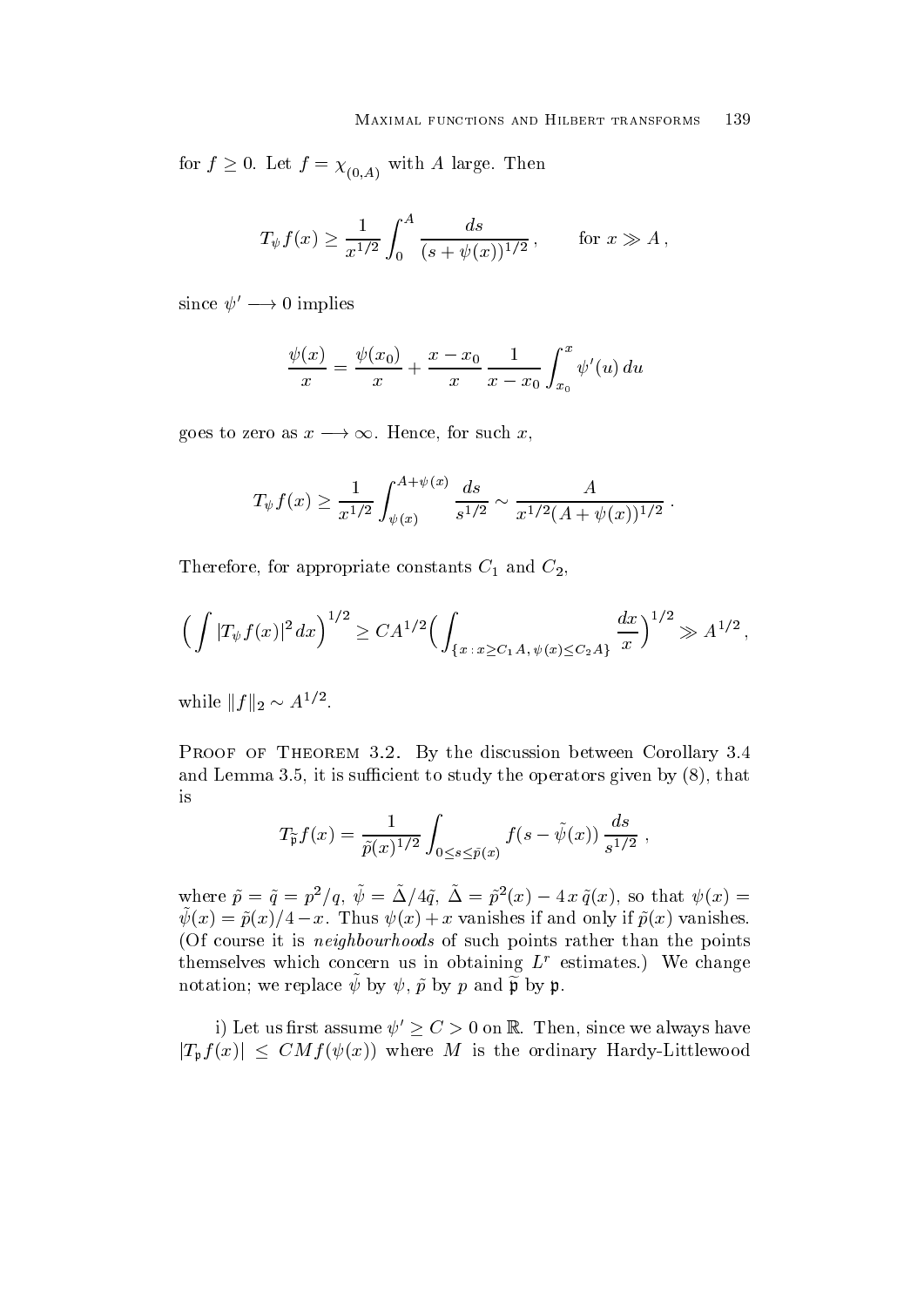for $f \geq 0$. Let $f = \chi_{(0,A)}$ with $A$ large. Then

$$T_\psi f(x) \geq \frac{1}{x^{1/2}} \int_0^A \frac{ds}{(s + \psi(x))^{1/2}} \,, \qquad \text{for } x \gg A \,,$$

since $\psi' \longrightarrow 0$ implies

$$\frac{\psi(x)}{x} = \frac{\psi(x_0)}{x} + \frac{x - x_0}{x} \, \frac{1}{x - x_0} \int_{x_0}^x \psi'(u) \, du$$

goes to zero as $x \longrightarrow \infty$. Hence, for such $x$,

$$T_\psi f(x) \geq \frac{1}{x^{1/2}} \int_{\psi(x)}^{A+\psi(x)} \frac{ds}{s^{1/2}} \sim \frac{A}{x^{1/2}(A + \psi(x))^{1/2}} \,.$$

Therefore, for appropriate constants $C_1$ and $C_2$,

$$\Big( \int |T_\psi f(x)|^2 \, dx \Big)^{1/2} \geq C A^{1/2} \Big( \int_{\{x \,:\, x \geq C_1 A, \, \psi(x) \leq C_2 A\}} \frac{dx}{x} \Big)^{1/2} \gg A^{1/2} \,,$$

while $\|f\|_2 \sim A^{1/2}$.

Proof of Theorem 3.2. By the discussion between Corollary 3.4 and Lemma 3.5, it is sufficient to study the operators given by (8), that is

$$T_{\tilde{\mathfrak{p}}} f(x) = \frac{1}{\tilde{p}(x)^{1/2}} \int_{0 \leq s \leq \tilde{p}(x)} f(s - \tilde{\psi}(x)) \, \frac{ds}{s^{1/2}} \,,$$

where $\tilde{p} = \tilde{q} = p^2/q$, $\tilde{\psi} = \tilde{\Delta}/4\tilde{q}$, $\tilde{\Delta} = \tilde{p}^2(x) - 4\, x \, \tilde{q}(x)$, so that $\psi(x) = \tilde{\psi}(x) = \tilde{p}(x)/4 - x$. Thus $\psi(x) + x$ vanishes if and only if $\tilde{p}(x)$ vanishes. (Of course it is *neighbourhoods* of such points rather than the points themselves which concern us in obtaining $L^r$ estimates.) We change notation; we replace $\tilde{\psi}$ by $\psi$, $\tilde{p}$ by $p$ and $\tilde{\mathfrak{p}}$ by $\mathfrak{p}$.

i) Let us first assume $\psi' \geq C > 0$ on $\mathbb{R}$. Then, since we always have $|T_{\mathfrak{p}} f(x)| \leq C M f(\psi(x))$ where $M$ is the ordinary Hardy-Littlewood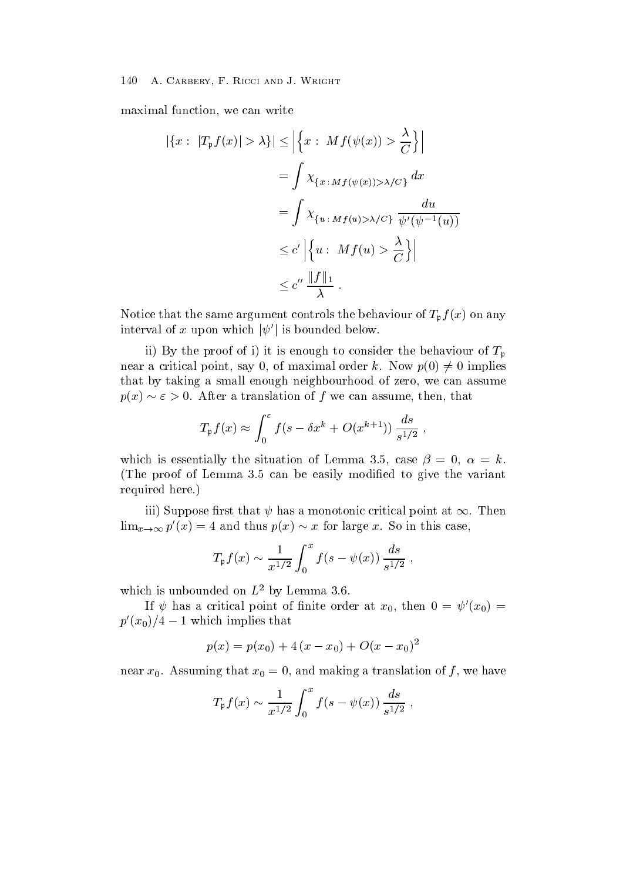maximal function, we can write

$$
\begin{aligned}
|\{x:\ |T_{\mathfrak{p}}f(x)|>\lambda\}| &\le \left|\left\{x:\ Mf(\psi(x))>\frac{\lambda}{C}\right\}\right| \\
&= \int \chi_{\{x\,:\,Mf(\psi(x))>\lambda/C\}}\,dx \\
&= \int \chi_{\{u\,:\,Mf(u)>\lambda/C\}}\,\frac{du}{\psi'(\psi^{-1}(u))} \\
&\le c'\left|\left\{u:\ Mf(u)>\frac{\lambda}{C}\right\}\right| \\
&\le c''\,\frac{\|f\|_1}{\lambda}\ .
\end{aligned}
$$

Notice that the same argument controls the behaviour of $T_{\mathfrak{p}}f(x)$ on any interval of $x$ upon which $|\psi'|$ is bounded below.

ii) By the proof of i) it is enough to consider the behaviour of $T_{\mathfrak{p}}$ near a critical point, say 0, of maximal order $k$. Now $p(0)\neq 0$ implies that by taking a small enough neighbourhood of zero, we can assume $p(x)\sim\varepsilon>0$. After a translation of $f$ we can assume, then, that

$$
T_{\mathfrak{p}}f(x)\approx\int_0^{\varepsilon} f(s-\delta x^k+O(x^{k+1}))\,\frac{ds}{s^{1/2}}\ ,
$$

which is essentially the situation of Lemma 3.5, case $\beta=0$, $\alpha=k$. (The proof of Lemma 3.5 can be easily modified to give the variant required here.)

iii) Suppose first that $\psi$ has a monotonic critical point at $\infty$. Then $\lim_{x\to\infty}p'(x)=4$ and thus $p(x)\sim x$ for large $x$. So in this case,

$$
T_{\mathfrak{p}}f(x)\sim\frac{1}{x^{1/2}}\int_0^{x} f(s-\psi(x))\,\frac{ds}{s^{1/2}}\ ,
$$

which is unbounded on $L^2$ by Lemma 3.6.

If $\psi$ has a critical point of finite order at $x_0$, then $0=\psi'(x_0)=p'(x_0)/4-1$ which implies that

$$
p(x)=p(x_0)+4\,(x-x_0)+O(x-x_0)^2
$$

near $x_0$. Assuming that $x_0=0$, and making a translation of $f$, we have

$$
T_{\mathfrak{p}}f(x)\sim\frac{1}{x^{1/2}}\int_0^{x} f(s-\psi(x))\,\frac{ds}{s^{1/2}}\ ,
$$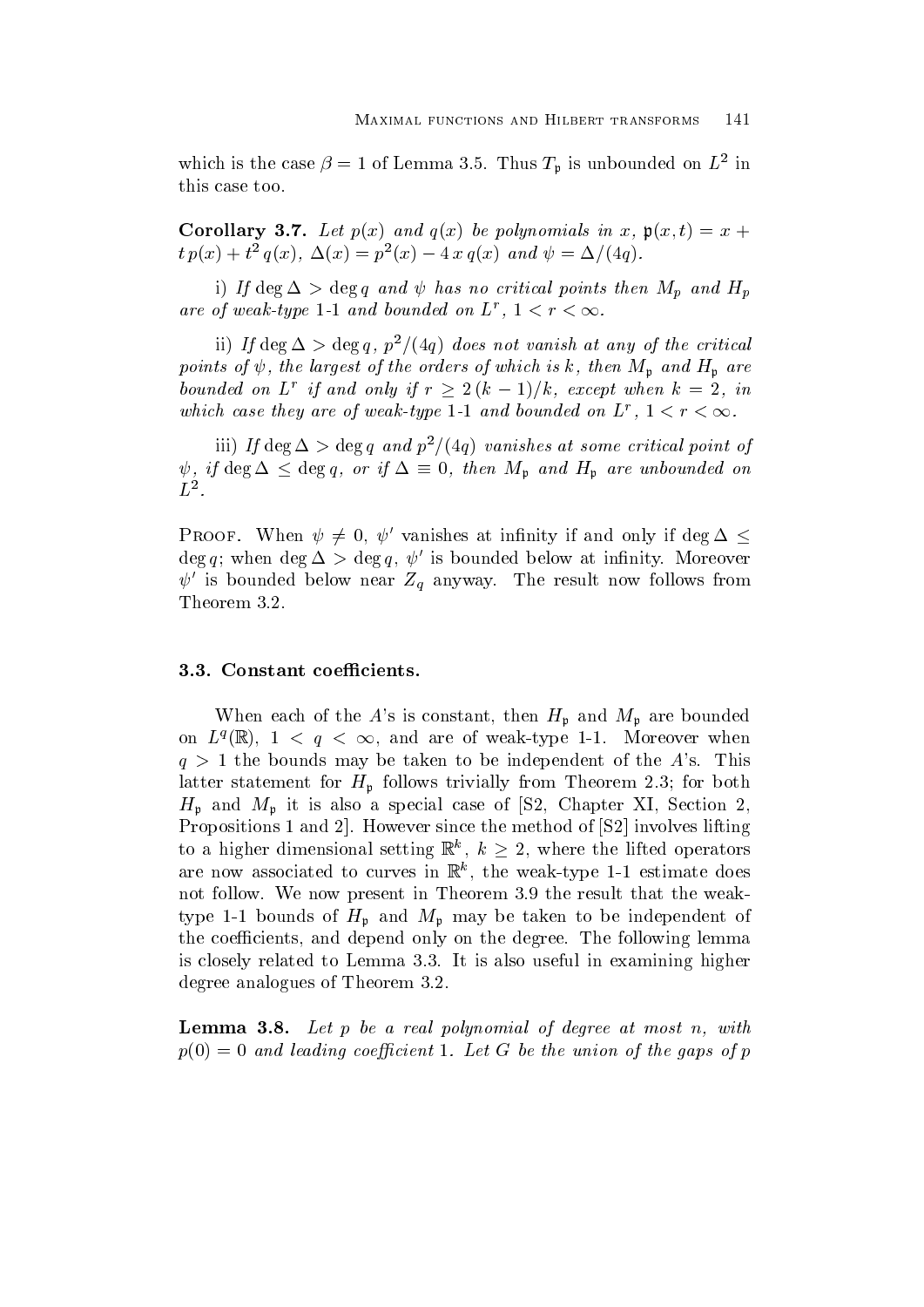which is the case $\beta = 1$ of Lemma 3.5. Thus $T_{\mathfrak{p}}$ is unbounded on $L^2$ in this case too.

**Corollary 3.7.** *Let $p(x)$ and $q(x)$ be polynomials in $x$, $\mathfrak{p}(x,t) = x + t\,p(x) + t^2\,q(x)$, $\Delta(x) = p^2(x) - 4\,x\,q(x)$ and $\psi = \Delta/(4q)$.*

*i) If $\deg \Delta > \deg q$ and $\psi$ has no critical points then $M_p$ and $H_p$ are of weak-type 1-1 and bounded on $L^r$, $1 < r < \infty$.*

*ii) If $\deg \Delta > \deg q$, $p^2/(4q)$ does not vanish at any of the critical points of $\psi$, the largest of the orders of which is $k$, then $M_{\mathfrak{p}}$ and $H_{\mathfrak{p}}$ are bounded on $L^r$ if and only if $r \geq 2\,(k-1)/k$, except when $k = 2$, in which case they are of weak-type 1-1 and bounded on $L^r$, $1 < r < \infty$.*

*iii) If $\deg \Delta > \deg q$ and $p^2/(4q)$ vanishes at some critical point of $\psi$, if $\deg \Delta \leq \deg q$, or if $\Delta \equiv 0$, then $M_{\mathfrak{p}}$ and $H_{\mathfrak{p}}$ are unbounded on $L^2$.*

Proof. When $\psi \neq 0$, $\psi'$ vanishes at infinity if and only if $\deg \Delta \leq \deg q$; when $\deg \Delta > \deg q$, $\psi'$ is bounded below at infinity. Moreover $\psi'$ is bounded below near $Z_q$ anyway. The result now follows from Theorem 3.2.

### 3.3. Constant coefficients.

When each of the $A$'s is constant, then $H_{\mathfrak{p}}$ and $M_{\mathfrak{p}}$ are bounded on $L^q(\mathbb{R})$, $1 < q < \infty$, and are of weak-type 1-1. Moreover when $q > 1$ the bounds may be taken to be independent of the $A$'s. This latter statement for $H_{\mathfrak{p}}$ follows trivially from Theorem 2.3; for both $H_{\mathfrak{p}}$ and $M_{\mathfrak{p}}$ it is also a special case of [S2, Chapter XI, Section 2, Propositions 1 and 2]. However since the method of [S2] involves lifting to a higher dimensional setting $\mathbb{R}^k$, $k \geq 2$, where the lifted operators are now associated to curves in $\mathbb{R}^k$, the weak-type 1-1 estimate does not follow. We now present in Theorem 3.9 the result that the weak-type 1-1 bounds of $H_{\mathfrak{p}}$ and $M_{\mathfrak{p}}$ may be taken to be independent of the coefficients, and depend only on the degree. The following lemma is closely related to Lemma 3.3. It is also useful in examining higher degree analogues of Theorem 3.2.

**Lemma 3.8.** *Let $p$ be a real polynomial of degree at most $n$, with $p(0) = 0$ and leading coefficient 1. Let $G$ be the union of the gaps of $p$*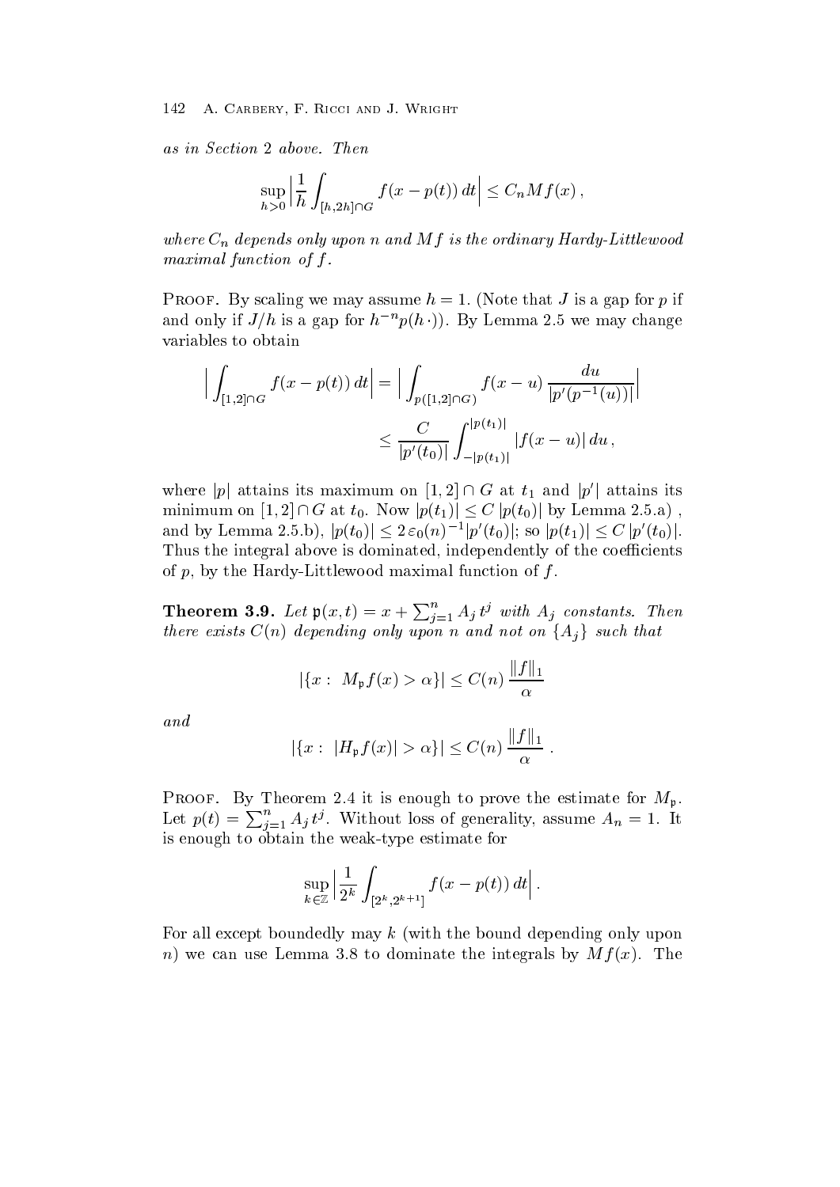*as in Section 2 above. Then*

$$\sup_{h>0}\Big|\frac{1}{h}\int_{[h,2h]\cap G} f(x-p(t))\,dt\Big| \le C_n Mf(x)\,,$$

*where $C_n$ depends only upon $n$ and $Mf$ is the ordinary Hardy-Littlewood maximal function of $f$.*

Proof. By scaling we may assume $h = 1$. (Note that $J$ is a gap for $p$ if and only if $J/h$ is a gap for $h^{-n}p(h\,\cdot)$). By Lemma 2.5 we may change variables to obtain

$$\begin{aligned}
\Big|\int_{[1,2]\cap G} f(x-p(t))\,dt\Big| &= \Big|\int_{p([1,2]\cap G)} f(x-u)\,\frac{du}{|p'(p^{-1}(u))|}\Big| \\
&\le \frac{C}{|p'(t_0)|}\int_{-|p(t_1)|}^{|p(t_1)|} |f(x-u)|\,du\,,
\end{aligned}$$

where $|p|$ attains its maximum on $[1,2]\cap G$ at $t_1$ and $|p'|$ attains its minimum on $[1,2]\cap G$ at $t_0$. Now $|p(t_1)| \le C\,|p(t_0)|$ by Lemma 2.5.a) , and by Lemma 2.5.b), $|p(t_0)| \le 2\,\varepsilon_0(n)^{-1}|p'(t_0)|$; so $|p(t_1)| \le C\,|p'(t_0)|$. Thus the integral above is dominated, independently of the coefficients of $p$, by the Hardy-Littlewood maximal function of $f$.

**Theorem 3.9.** *Let $\mathfrak{p}(x,t) = x + \sum_{j=1}^n A_j\,t^j$ with $A_j$ constants. Then there exists $C(n)$ depending only upon $n$ and not on $\{A_j\}$ such that*

$$|\{x:\ M_{\mathfrak{p}}f(x) > \alpha\}| \le C(n)\,\frac{\|f\|_1}{\alpha}$$

*and*

$$|\{x:\ |H_{\mathfrak{p}}f(x)| > \alpha\}| \le C(n)\,\frac{\|f\|_1}{\alpha}\,.$$

Proof. By Theorem 2.4 it is enough to prove the estimate for $M_{\mathfrak{p}}$. Let $p(t) = \sum_{j=1}^n A_j\,t^j$. Without loss of generality, assume $A_n = 1$. It is enough to obtain the weak-type estimate for

$$\sup_{k\in\mathbb{Z}}\Big|\frac{1}{2^k}\int_{[2^k,2^{k+1}]} f(x-p(t))\,dt\Big|\,.$$

For all except boundedly may $k$ (with the bound depending only upon $n$) we can use Lemma 3.8 to dominate the integrals by $Mf(x)$. The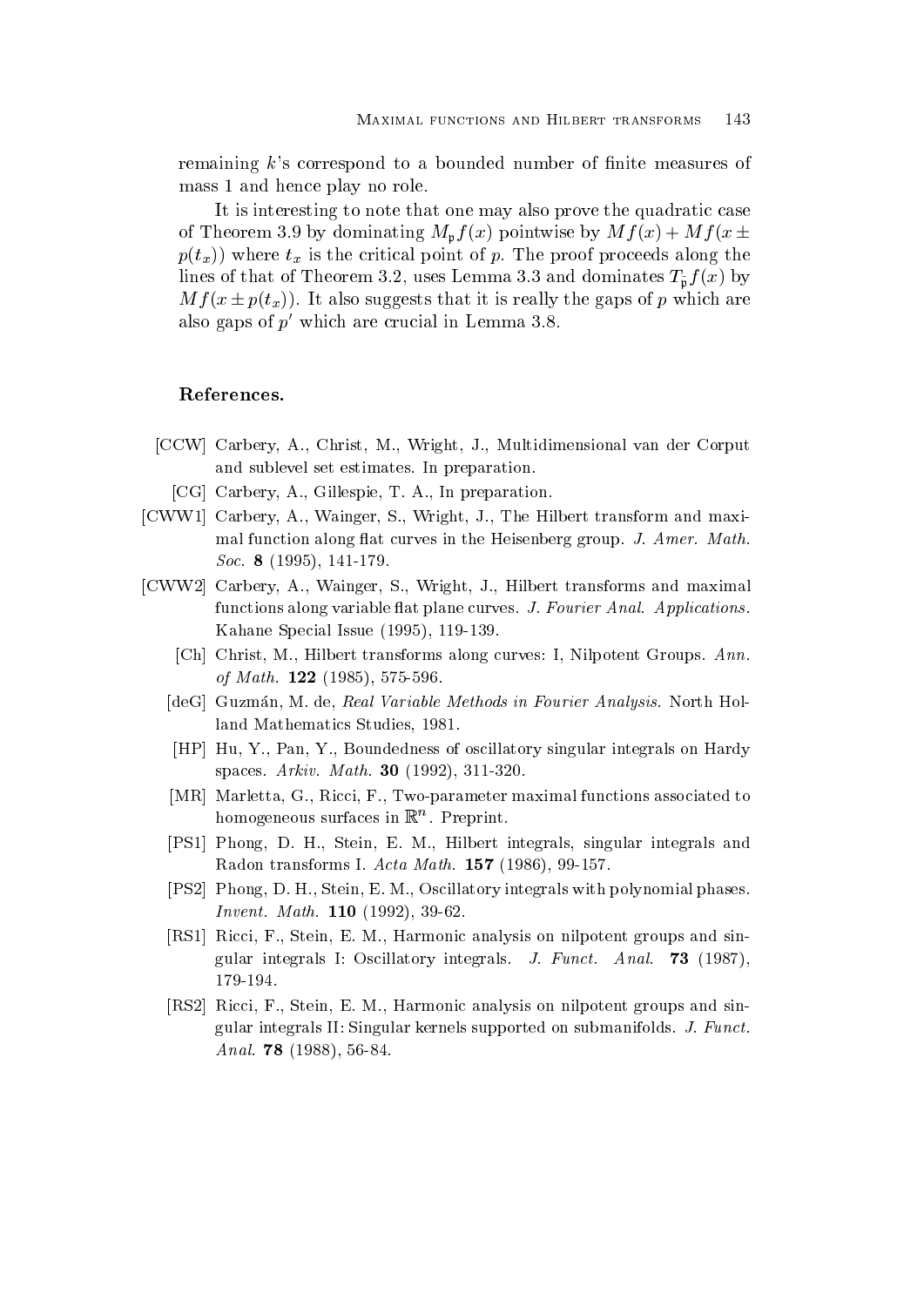remaining $k$'s correspond to a bounded number of finite measures of mass 1 and hence play no role.

It is interesting to note that one may also prove the quadratic case of Theorem 3.9 by dominating $M_{\mathfrak{p}}f(x)$ pointwise by $Mf(x) + Mf(x \pm p(t_x))$ where $t_x$ is the critical point of $p$. The proof proceeds along the lines of that of Theorem 3.2, uses Lemma 3.3 and dominates $T_{\mathfrak{p}}^{-}f(x)$ by $Mf(x \pm p(t_x))$. It also suggests that it is really the gaps of $p$ which are also gaps of $p'$ which are crucial in Lemma 3.8.

## References.

[CCW] Carbery, A., Christ, M., Wright, J., Multidimensional van der Corput and sublevel set estimates. In preparation.

[CG] Carbery, A., Gillespie, T. A., In preparation.

[CWW1] Carbery, A., Wainger, S., Wright, J., The Hilbert transform and maximal function along flat curves in the Heisenberg group. *J. Amer. Math. Soc.* **8** (1995), 141-179.

[CWW2] Carbery, A., Wainger, S., Wright, J., Hilbert transforms and maximal functions along variable flat plane curves. *J. Fourier Anal. Applications.* Kahane Special Issue (1995), 119-139.

[Ch] Christ, M., Hilbert transforms along curves: I, Nilpotent Groups. *Ann. of Math.* **122** (1985), 575-596.

[deG] Guzmán, M. de, *Real Variable Methods in Fourier Analysis.* North Holland Mathematics Studies, 1981.

[HP] Hu, Y., Pan, Y., Boundedness of oscillatory singular integrals on Hardy spaces. *Arkiv. Math.* **30** (1992), 311-320.

[MR] Marletta, G., Ricci, F., Two-parameter maximal functions associated to homogeneous surfaces in $\mathbb{R}^n$. Preprint.

[PS1] Phong, D. H., Stein, E. M., Hilbert integrals, singular integrals and Radon transforms I. *Acta Math.* **157** (1986), 99-157.

[PS2] Phong, D. H., Stein, E. M., Oscillatory integrals with polynomial phases. *Invent. Math.* **110** (1992), 39-62.

[RS1] Ricci, F., Stein, E. M., Harmonic analysis on nilpotent groups and singular integrals I: Oscillatory integrals. *J. Funct. Anal.* **73** (1987), 179-194.

[RS2] Ricci, F., Stein, E. M., Harmonic analysis on nilpotent groups and singular integrals II: Singular kernels supported on submanifolds. *J. Funct. Anal.* **78** (1988), 56-84.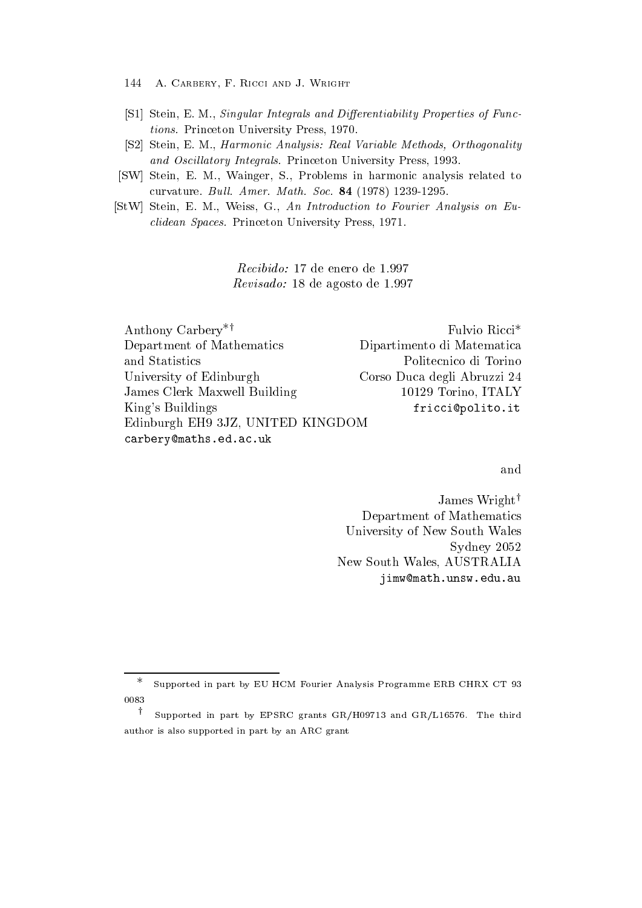[S1] Stein, E. M., *Singular Integrals and Differentiability Properties of Functions.* Princeton University Press, 1970.

[S2] Stein, E. M., *Harmonic Analysis: Real Variable Methods, Orthogonality and Oscillatory Integrals.* Princeton University Press, 1993.

[SW] Stein, E. M., Wainger, S., Problems in harmonic analysis related to curvature. *Bull. Amer. Math. Soc.* **84** (1978) 1239-1295.

[StW] Stein, E. M., Weiss, G., *An Introduction to Fourier Analysis on Euclidean Spaces.* Princeton University Press, 1971.

*Recibido:* 17 de enero de 1.997
*Revisado:* 18 de agosto de 1.997

Anthony Carbery[*,†]
Department of Mathematics
and Statistics
University of Edinburgh
James Clerk Maxwell Building
King's Buildings
Edinburgh EH9 3JZ, UNITED KINGDOM
carbery@maths.ed.ac.uk

Fulvio Ricci[*]
Dipartimento di Matematica
Politecnico di Torino
Corso Duca degli Abruzzi 24
10129 Torino, ITALY
fricci@polito.it

and

James Wright[†]
Department of Mathematics
University of New South Wales
Sydney 2052
New South Wales, AUSTRALIA
jimw@math.unsw.edu.au

---

[*] Supported in part by EU HCM Fourier Analysis Programme ERB CHRX CT 93 0083

[†] Supported in part by EPSRC grants GR/H09713 and GR/L16576. The third author is also supported in part by an ARC grant